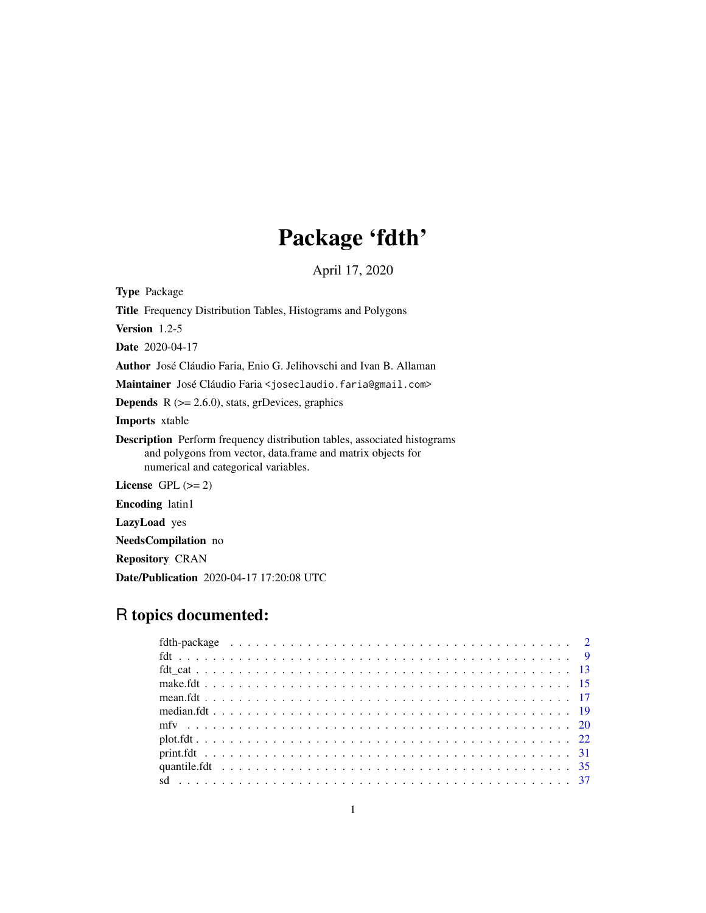# Package 'fdth'

April 17, 2020

**Type** Package

**Title** Frequency Distribution Tables, Histograms and Polygons

**Version** 1.2-5

**Date** 2020-04-17

**Author** José Cláudio Faria, Enio G. Jelihovschi and Ivan B. Allaman

**Maintainer** José Cláudio Faria <joseclaudio.faria@gmail.com>

**Depends** R (>= 2.6.0), stats, grDevices, graphics

**Imports** xtable

**Description** Perform frequency distribution tables, associated histograms and polygons from vector, data.frame and matrix objects for numerical and categorical variables.

**License** GPL (>= 2)

**Encoding** latin1

**LazyLoad** yes

**NeedsCompilation** no

**Repository** CRAN

**Date/Publication** 2020-04-17 17:20:08 UTC

## R topics documented:

| | |
|---|---|
| fdth-package | 2 |
| fdt | 9 |
| fdt_cat | 13 |
| make.fdt | 15 |
| mean.fdt | 17 |
| median.fdt | 19 |
| mfv | 20 |
| plot.fdt | 22 |
| print.fdt | 31 |
| quantile.fdt | 35 |
| sd | 37 |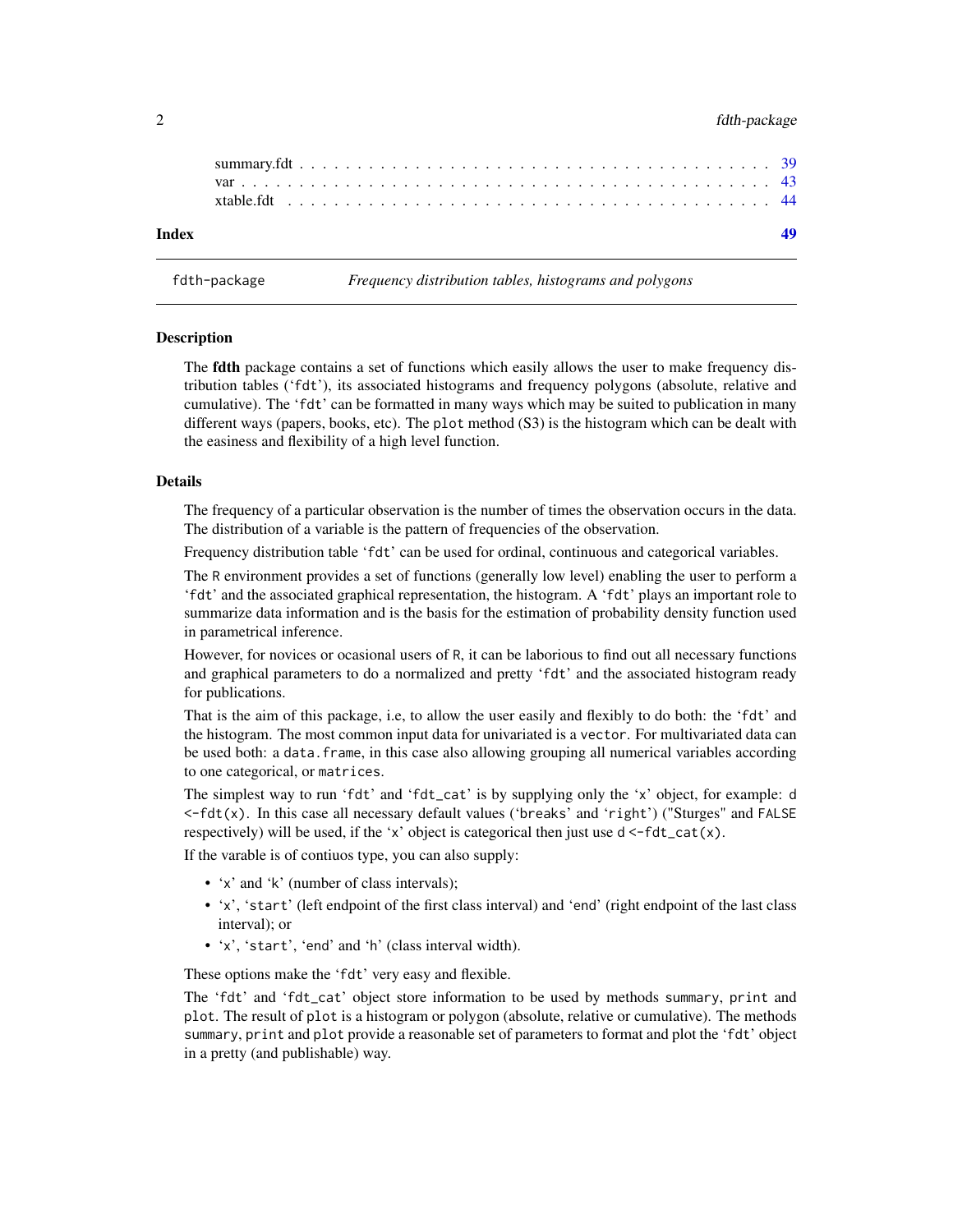summary.fdt . . . . . . . . . . . . . . . . . . . . . . . . . . . . . . . . . . . . . . 39
var . . . . . . . . . . . . . . . . . . . . . . . . . . . . . . . . . . . . . . . . . . . 43
xtable.fdt . . . . . . . . . . . . . . . . . . . . . . . . . . . . . . . . . . . . . . . 44

**Index** **49**

---

fdth-package *Frequency distribution tables, histograms and polygons*

---

### Description

The **fdth** package contains a set of functions which easily allows the user to make frequency distribution tables ('fdt'), its associated histograms and frequency polygons (absolute, relative and cumulative). The 'fdt' can be formatted in many ways which may be suited to publication in many different ways (papers, books, etc). The `plot` method (S3) is the histogram which can be dealt with the easiness and flexibility of a high level function.

### Details

The frequency of a particular observation is the number of times the observation occurs in the data. The distribution of a variable is the pattern of frequencies of the observation.

Frequency distribution table 'fdt' can be used for ordinal, continuous and categorical variables.

The R environment provides a set of functions (generally low level) enabling the user to perform a 'fdt' and the associated graphical representation, the histogram. A 'fdt' plays an important role to summarize data information and is the basis for the estimation of probability density function used in parametrical inference.

However, for novices or ocasional users of R, it can be laborious to find out all necessary functions and graphical parameters to do a normalized and pretty 'fdt' and the associated histogram ready for publications.

That is the aim of this package, i.e, to allow the user easily and flexibly to do both: the 'fdt' and the histogram. The most common input data for univariated is a `vector`. For multivariated data can be used both: a `data.frame`, in this case also allowing grouping all numerical variables according to one categorical, or `matrices`.

The simplest way to run 'fdt' and 'fdt_cat' is by supplying only the 'x' object, for example: `d <-fdt(x)`. In this case all necessary default values ('breaks' and 'right') ("Sturges" and `FALSE` respectively) will be used, if the 'x' object is categorical then just use `d <-fdt_cat(x)`.

If the varable is of contiuos type, you can also supply:

- 'x' and 'k' (number of class intervals);
- 'x', 'start' (left endpoint of the first class interval) and 'end' (right endpoint of the last class interval); or
- 'x', 'start', 'end' and 'h' (class interval width).

These options make the 'fdt' very easy and flexible.

The 'fdt' and 'fdt_cat' object store information to be used by methods `summary`, `print` and `plot`. The result of `plot` is a histogram or polygon (absolute, relative or cumulative). The methods `summary`, `print` and `plot` provide a reasonable set of parameters to format and plot the 'fdt' object in a pretty (and publishable) way.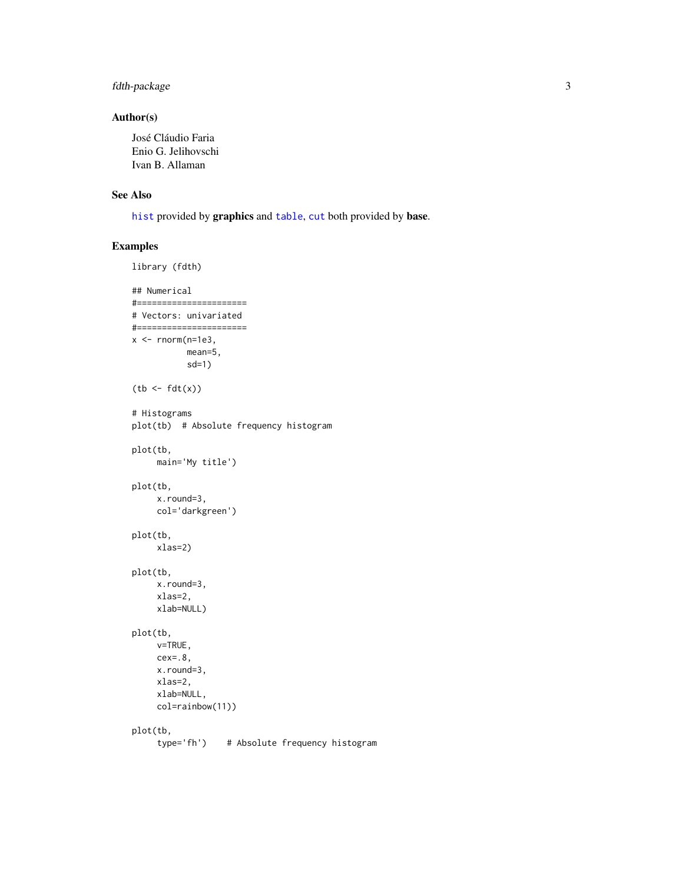## Author(s)

José Cláudio Faria
Enio G. Jelihovschi
Ivan B. Allaman

## See Also

`hist` provided by **graphics** and `table`, `cut` both provided by **base**.

## Examples

```
library (fdth)

## Numerical
#======================
# Vectors: univariated
#======================
x <- rnorm(n=1e3,
           mean=5,
           sd=1)

(tb <- fdt(x))

# Histograms
plot(tb)  # Absolute frequency histogram

plot(tb,
     main='My title')

plot(tb,
     x.round=3,
     col='darkgreen')

plot(tb,
     xlas=2)

plot(tb,
     x.round=3,
     xlas=2,
     xlab=NULL)

plot(tb,
     v=TRUE,
     cex=.8,
     x.round=3,
     xlas=2,
     xlab=NULL,
     col=rainbow(11))

plot(tb,
     type='fh')    # Absolute frequency histogram
```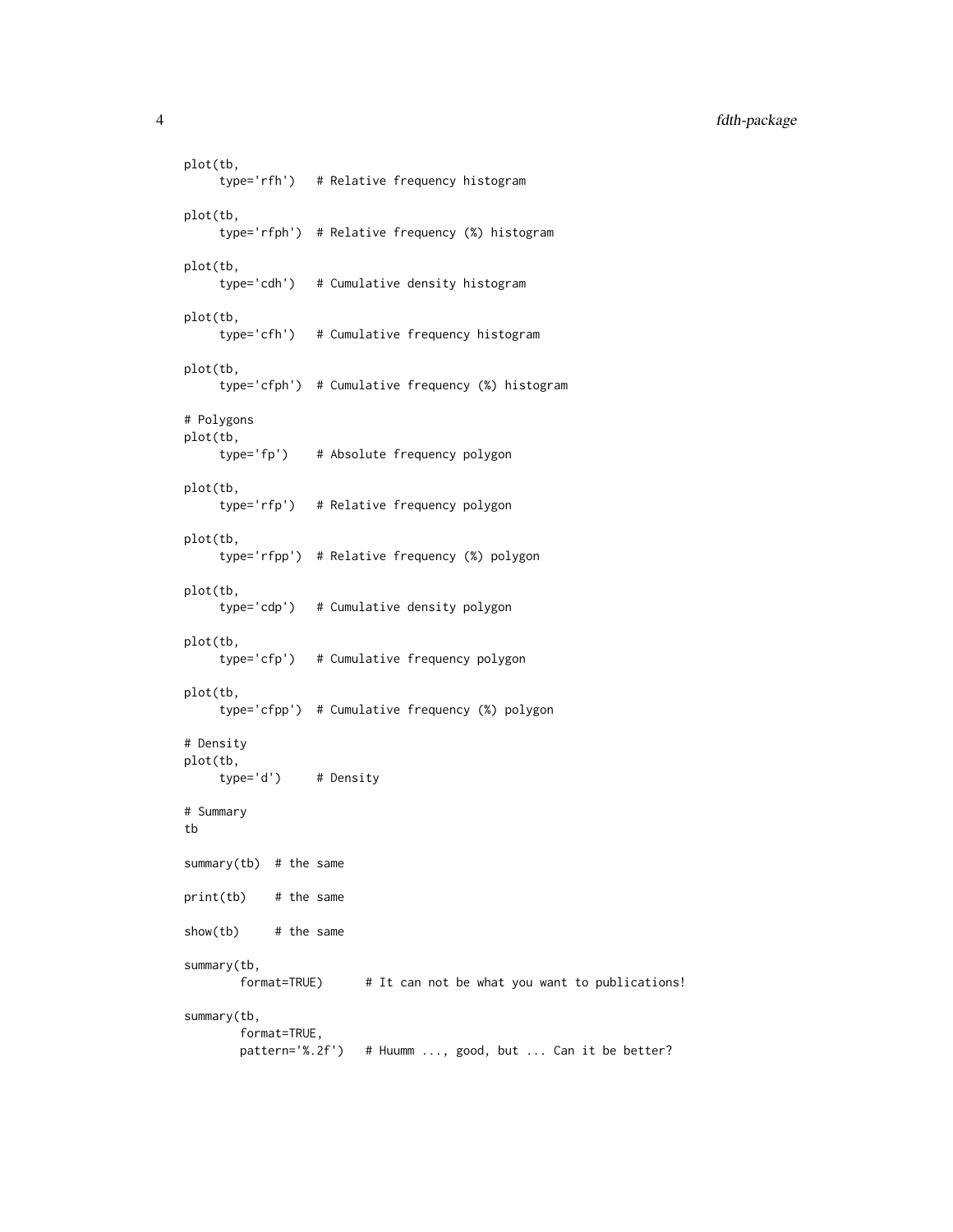```
plot(tb,
     type='rfh')   # Relative frequency histogram

plot(tb,
     type='rfph')  # Relative frequency (%) histogram

plot(tb,
     type='cdh')   # Cumulative density histogram

plot(tb,
     type='cfh')   # Cumulative frequency histogram

plot(tb,
     type='cfph')  # Cumulative frequency (%) histogram

# Polygons
plot(tb,
     type='fp')    # Absolute frequency polygon

plot(tb,
     type='rfp')   # Relative frequency polygon

plot(tb,
     type='rfpp')  # Relative frequency (%) polygon

plot(tb,
     type='cdp')   # Cumulative density polygon

plot(tb,
     type='cfp')   # Cumulative frequency polygon

plot(tb,
     type='cfpp')  # Cumulative frequency (%) polygon

# Density
plot(tb,
     type='d')     # Density

# Summary
tb

summary(tb)  # the same

print(tb)    # the same

show(tb)     # the same

summary(tb,
        format=TRUE)      # It can not be what you want to publications!

summary(tb,
        format=TRUE,
        pattern='%.2f')   # Huumm ..., good, but ... Can it be better?
```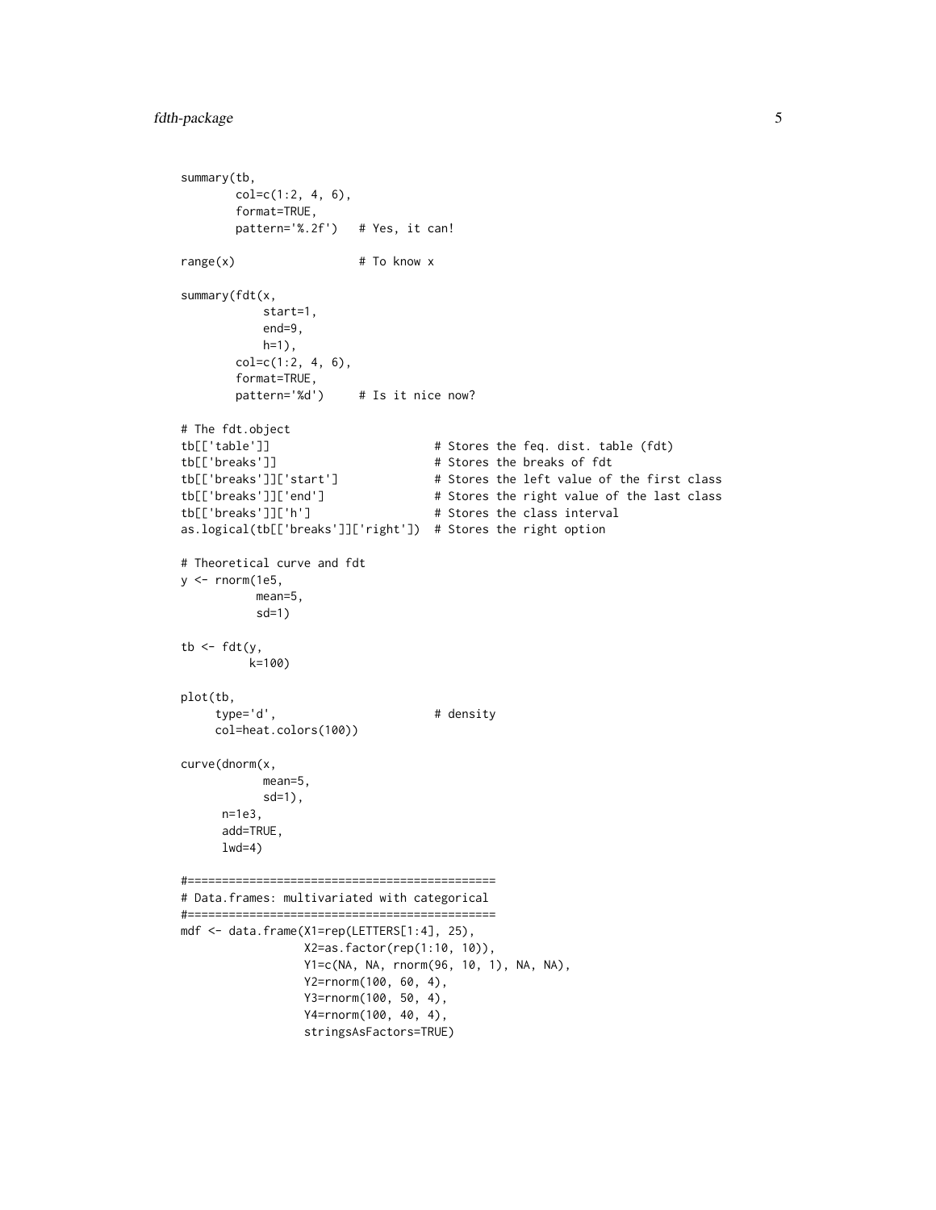```
summary(tb,
        col=c(1:2, 4, 6),
        format=TRUE,
        pattern='%.2f')   # Yes, it can!

range(x)                  # To know x

summary(fdt(x,
            start=1,
            end=9,
            h=1),
        col=c(1:2, 4, 6),
        format=TRUE,
        pattern='%d')     # Is it nice now?

# The fdt.object
tb[['table']]                        # Stores the feq. dist. table (fdt)
tb[['breaks']]                       # Stores the breaks of fdt
tb[['breaks']]['start']              # Stores the left value of the first class
tb[['breaks']]['end']                # Stores the right value of the last class
tb[['breaks']]['h']                  # Stores the class interval
as.logical(tb[['breaks']]['right'])  # Stores the right option

# Theoretical curve and fdt
y <- rnorm(1e5,
           mean=5,
           sd=1)

tb <- fdt(y,
          k=100)

plot(tb,
     type='d',                       # density
     col=heat.colors(100))

curve(dnorm(x,
            mean=5,
            sd=1),
      n=1e3,
      add=TRUE,
      lwd=4)

#=============================================
# Data.frames: multivariated with categorical
#=============================================
mdf <- data.frame(X1=rep(LETTERS[1:4], 25),
                  X2=as.factor(rep(1:10, 10)),
                  Y1=c(NA, NA, rnorm(96, 10, 1), NA, NA),
                  Y2=rnorm(100, 60, 4),
                  Y3=rnorm(100, 50, 4),
                  Y4=rnorm(100, 40, 4),
                  stringsAsFactors=TRUE)
```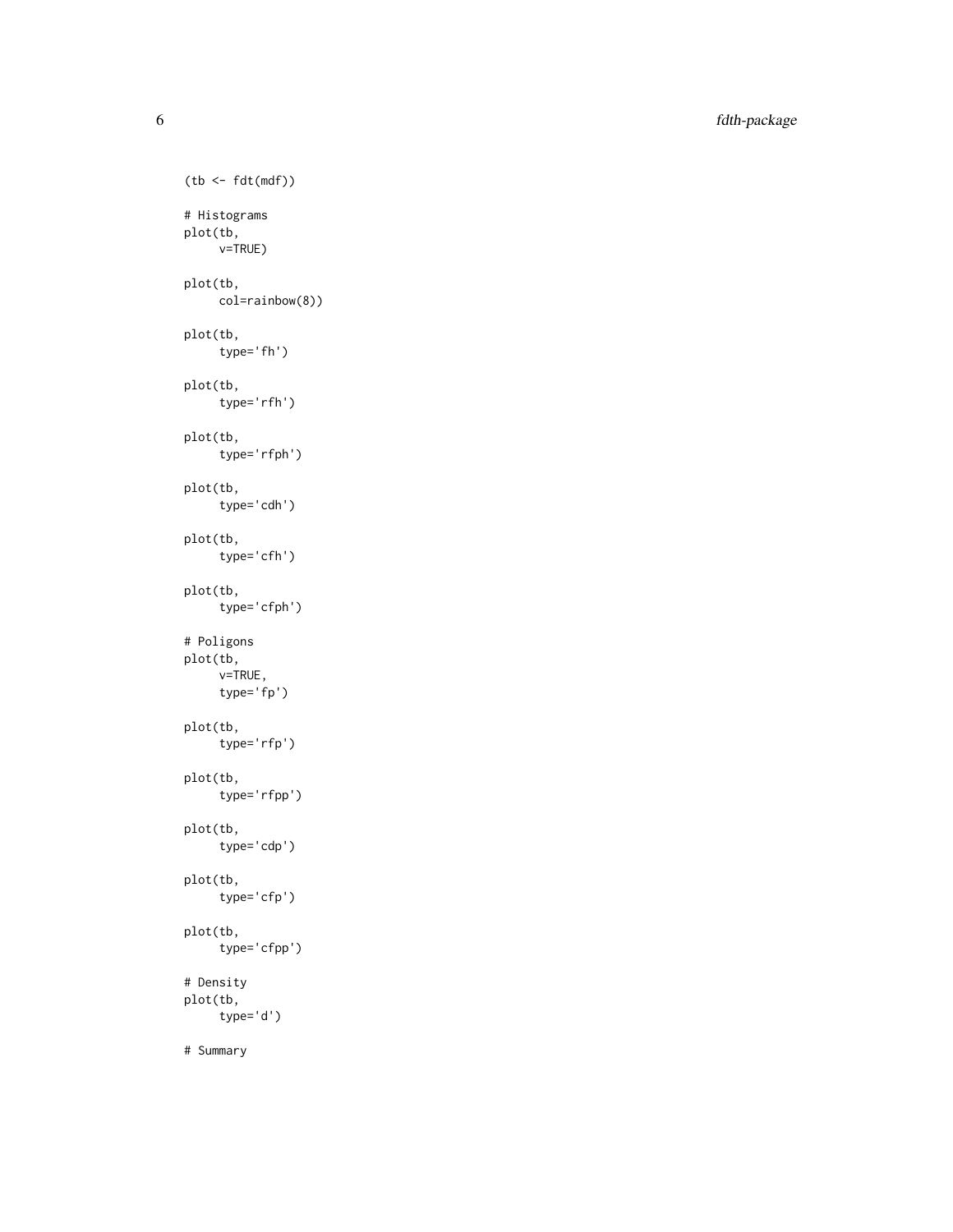```
(tb <- fdt(mdf))

# Histograms
plot(tb,
     v=TRUE)

plot(tb,
     col=rainbow(8))

plot(tb,
     type='fh')

plot(tb,
     type='rfh')

plot(tb,
     type='rfph')

plot(tb,
     type='cdh')

plot(tb,
     type='cfh')

plot(tb,
     type='cfph')

# Poligons
plot(tb,
     v=TRUE,
     type='fp')

plot(tb,
     type='rfp')

plot(tb,
     type='rfpp')

plot(tb,
     type='cdp')

plot(tb,
     type='cfp')

plot(tb,
     type='cfpp')

# Density
plot(tb,
     type='d')

# Summary
```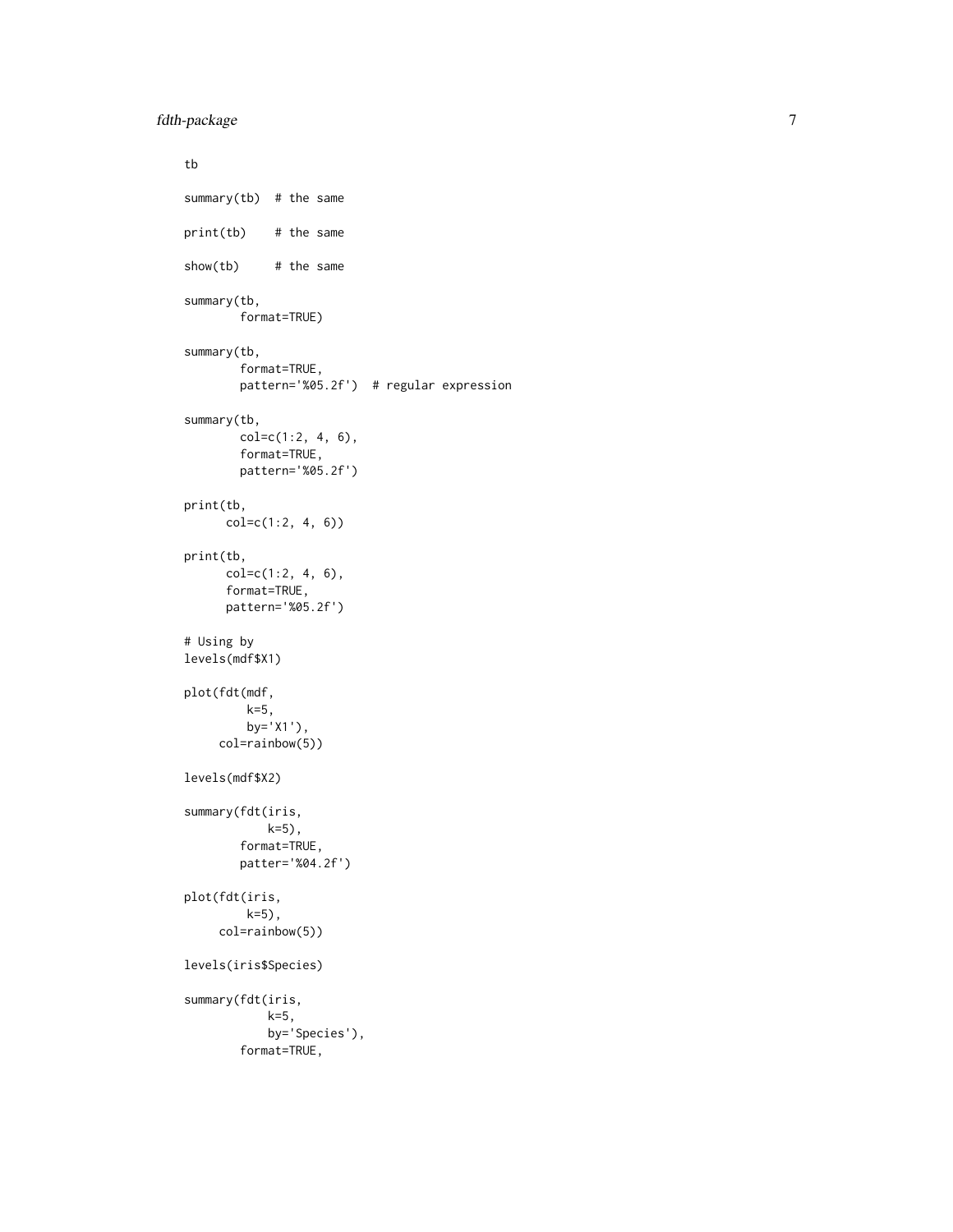```
tb

summary(tb)  # the same

print(tb)    # the same

show(tb)     # the same

summary(tb,
        format=TRUE)

summary(tb,
        format=TRUE,
        pattern='%05.2f')  # regular expression

summary(tb,
        col=c(1:2, 4, 6),
        format=TRUE,
        pattern='%05.2f')

print(tb,
      col=c(1:2, 4, 6))

print(tb,
      col=c(1:2, 4, 6),
      format=TRUE,
      pattern='%05.2f')

# Using by
levels(mdf$X1)

plot(fdt(mdf,
         k=5,
         by='X1'),
     col=rainbow(5))

levels(mdf$X2)

summary(fdt(iris,
            k=5),
        format=TRUE,
        patter='%04.2f')

plot(fdt(iris,
         k=5),
     col=rainbow(5))

levels(iris$Species)

summary(fdt(iris,
            k=5,
            by='Species'),
        format=TRUE,
```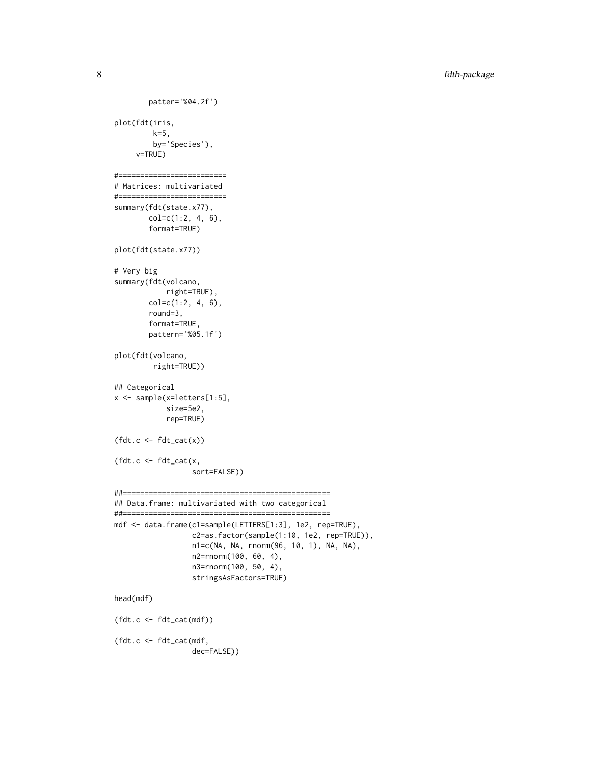```
        patter='%04.2f')

plot(fdt(iris,
         k=5,
         by='Species'),
     v=TRUE)

#=========================
# Matrices: multivariated
#=========================
summary(fdt(state.x77),
        col=c(1:2, 4, 6),
        format=TRUE)

plot(fdt(state.x77))

# Very big
summary(fdt(volcano,
            right=TRUE),
        col=c(1:2, 4, 6),
        round=3,
        format=TRUE,
        pattern='%05.1f')

plot(fdt(volcano,
         right=TRUE))

## Categorical
x <- sample(x=letters[1:5],
            size=5e2,
            rep=TRUE)

(fdt.c <- fdt_cat(x))

(fdt.c <- fdt_cat(x,
                  sort=FALSE))

##================================================
## Data.frame: multivariated with two categorical
##================================================
mdf <- data.frame(c1=sample(LETTERS[1:3], 1e2, rep=TRUE),
                  c2=as.factor(sample(1:10, 1e2, rep=TRUE)),
                  n1=c(NA, NA, rnorm(96, 10, 1), NA, NA),
                  n2=rnorm(100, 60, 4),
                  n3=rnorm(100, 50, 4),
                  stringsAsFactors=TRUE)

head(mdf)

(fdt.c <- fdt_cat(mdf))

(fdt.c <- fdt_cat(mdf,
                  dec=FALSE))
```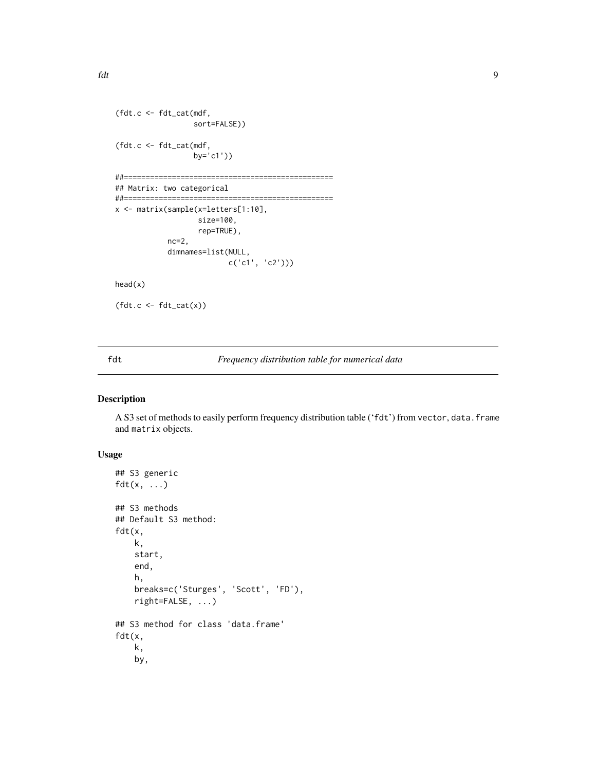```
(fdt.c <- fdt_cat(mdf,
                  sort=FALSE))

(fdt.c <- fdt_cat(mdf,
                  by='c1'))

##===============================================
## Matrix: two categorical
##===============================================
x <- matrix(sample(x=letters[1:10],
                   size=100,
                   rep=TRUE),
            nc=2,
            dimnames=list(NULL,
                          c('c1', 'c2')))

head(x)

(fdt.c <- fdt_cat(x))
```

---

## fdt — *Frequency distribution table for numerical data*

---

### Description

A S3 set of methods to easily perform frequency distribution table ('fdt') from `vector`, `data.frame` and `matrix` objects.

### Usage

```
## S3 generic
fdt(x, ...)

## S3 methods
## Default S3 method:
fdt(x,
    k,
    start,
    end,
    h,
    breaks=c('Sturges', 'Scott', 'FD'),
    right=FALSE, ...)

## S3 method for class 'data.frame'
fdt(x,
    k,
    by,
```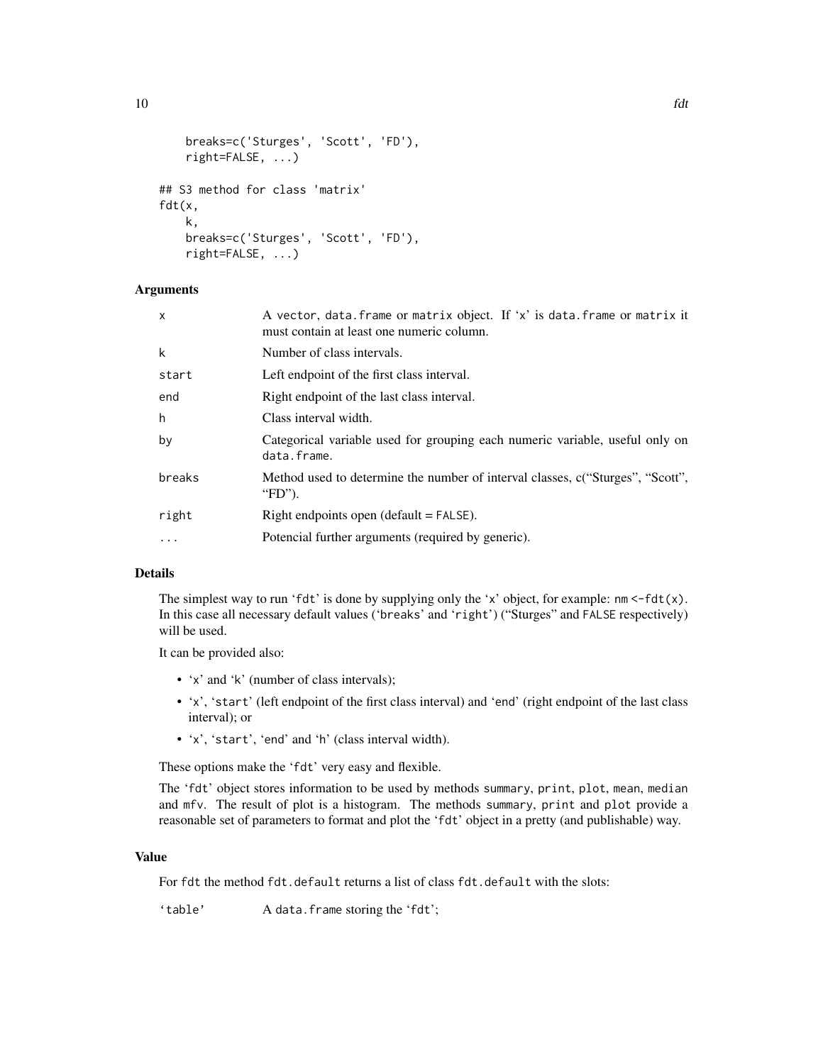```
    breaks=c('Sturges', 'Scott', 'FD'),
    right=FALSE, ...)

## S3 method for class 'matrix'
fdt(x,
    k,
    breaks=c('Sturges', 'Scott', 'FD'),
    right=FALSE, ...)
```

### Arguments

| | |
|---|---|
| x | A vector, data.frame or matrix object. If 'x' is data.frame or matrix it must contain at least one numeric column. |
| k | Number of class intervals. |
| start | Left endpoint of the first class interval. |
| end | Right endpoint of the last class interval. |
| h | Class interval width. |
| by | Categorical variable used for grouping each numeric variable, useful only on data.frame. |
| breaks | Method used to determine the number of interval classes, c("Sturges", "Scott", "FD"). |
| right | Right endpoints open (default = FALSE). |
| ... | Potencial further arguments (required by generic). |

### Details

The simplest way to run 'fdt' is done by supplying only the 'x' object, for example: `nm <-fdt(x)`. In this case all necessary default values ('breaks' and 'right') ("Sturges" and FALSE respectively) will be used.

It can be provided also:

- 'x' and 'k' (number of class intervals);
- 'x', 'start' (left endpoint of the first class interval) and 'end' (right endpoint of the last class interval); or
- 'x', 'start', 'end' and 'h' (class interval width).

These options make the 'fdt' very easy and flexible.

The 'fdt' object stores information to be used by methods summary, print, plot, mean, median and mfv. The result of plot is a histogram. The methods summary, print and plot provide a reasonable set of parameters to format and plot the 'fdt' object in a pretty (and publishable) way.

### Value

For fdt the method fdt.default returns a list of class fdt.default with the slots:

| | |
|---|---|
| 'table' | A data.frame storing the 'fdt'; |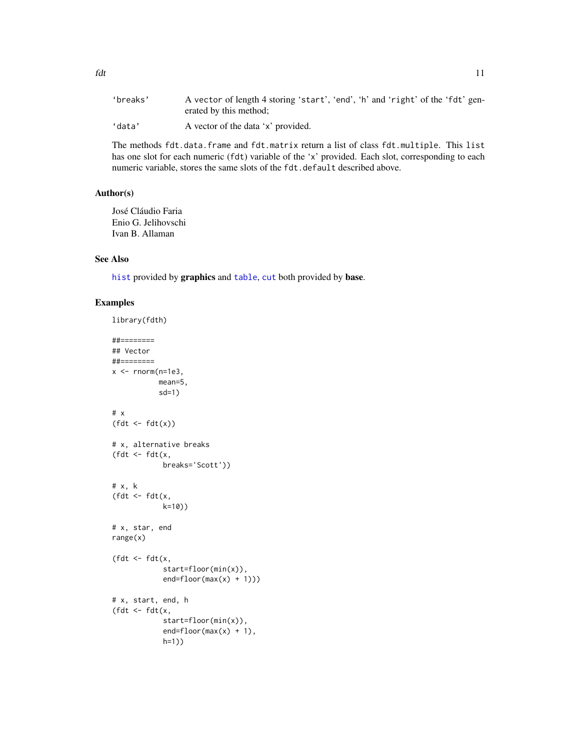'breaks' A vector of length 4 storing 'start', 'end', 'h' and 'right' of the 'fdt' generated by this method;

'data' A vector of the data 'x' provided.

The methods fdt.data.frame and fdt.matrix return a list of class fdt.multiple. This list has one slot for each numeric (fdt) variable of the 'x' provided. Each slot, corresponding to each numeric variable, stores the same slots of the fdt.default described above.

## Author(s)

José Cláudio Faria
Enio G. Jelihovschi
Ivan B. Allaman

## See Also

hist provided by **graphics** and table, cut both provided by **base**.

## Examples

```
library(fdth)

##========
## Vector
##========
x <- rnorm(n=1e3,
           mean=5,
           sd=1)

# x
(fdt <- fdt(x))

# x, alternative breaks
(fdt <- fdt(x,
            breaks='Scott'))

# x, k
(fdt <- fdt(x,
            k=10))

# x, star, end
range(x)

(fdt <- fdt(x,
            start=floor(min(x)),
            end=floor(max(x) + 1)))

# x, start, end, h
(fdt <- fdt(x,
            start=floor(min(x)),
            end=floor(max(x) + 1),
            h=1))
```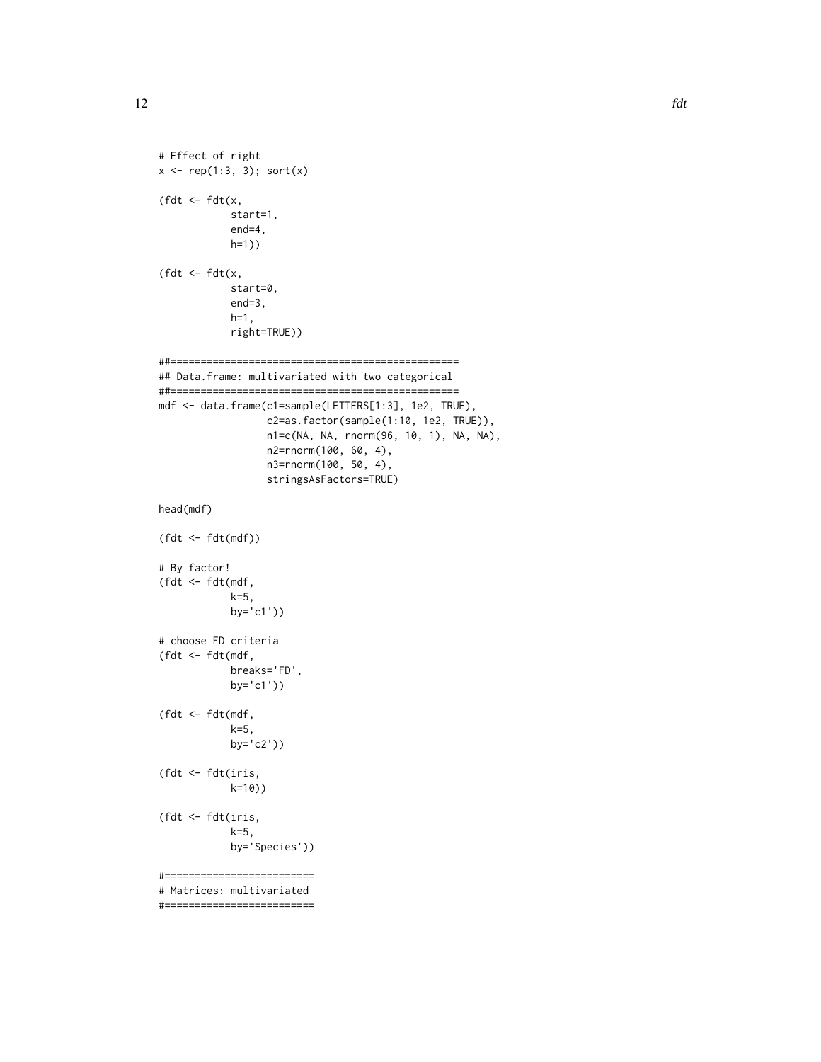```
# Effect of right
x <- rep(1:3, 3); sort(x)

(fdt <- fdt(x,
            start=1,
            end=4,
            h=1))

(fdt <- fdt(x,
            start=0,
            end=3,
            h=1,
            right=TRUE))

##===============================================
## Data.frame: multivariated with two categorical
##===============================================
mdf <- data.frame(c1=sample(LETTERS[1:3], 1e2, TRUE),
                  c2=as.factor(sample(1:10, 1e2, TRUE)),
                  n1=c(NA, NA, rnorm(96, 10, 1), NA, NA),
                  n2=rnorm(100, 60, 4),
                  n3=rnorm(100, 50, 4),
                  stringsAsFactors=TRUE)

head(mdf)

(fdt <- fdt(mdf))

# By factor!
(fdt <- fdt(mdf,
            k=5,
            by='c1'))

# choose FD criteria
(fdt <- fdt(mdf,
            breaks='FD',
            by='c1'))

(fdt <- fdt(mdf,
            k=5,
            by='c2'))

(fdt <- fdt(iris,
            k=10))

(fdt <- fdt(iris,
            k=5,
            by='Species'))

#=========================
# Matrices: multivariated
#=========================
```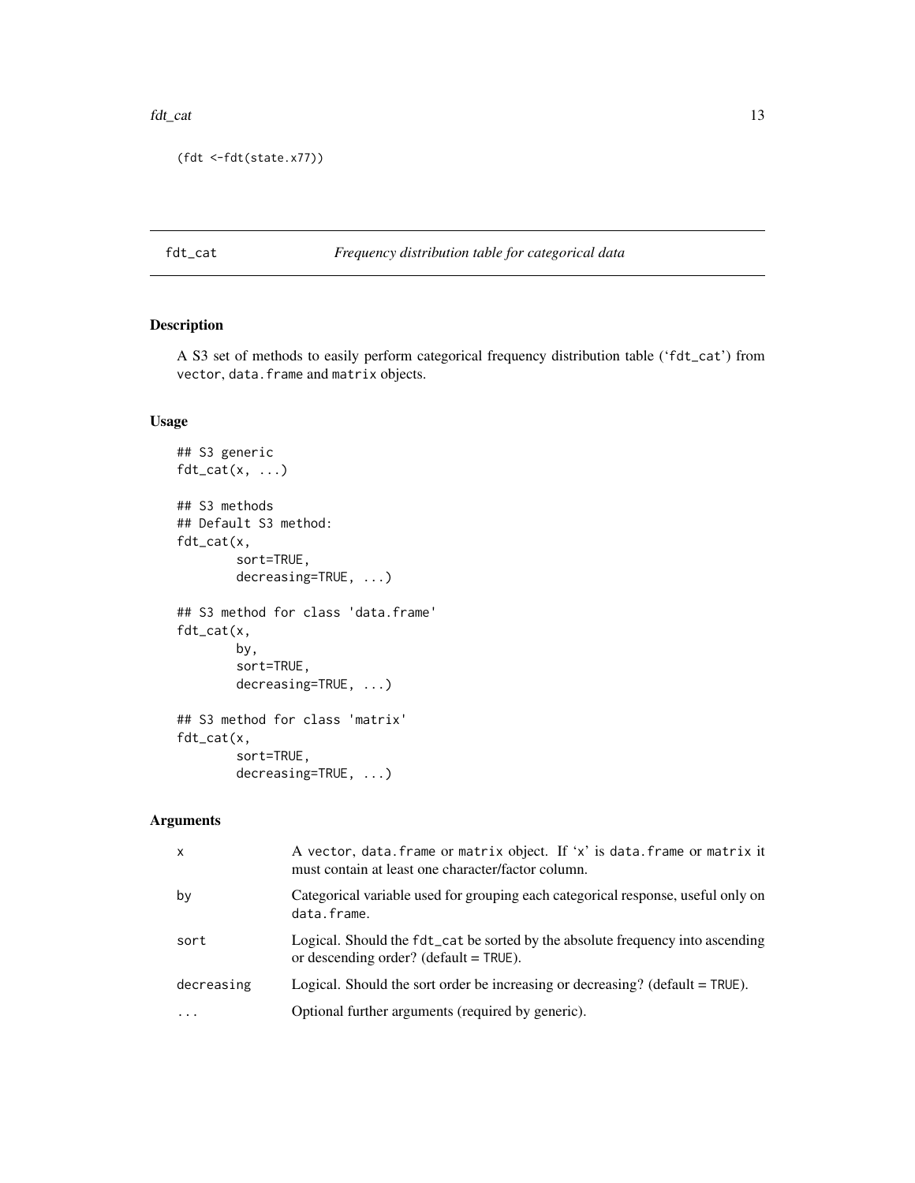```
(fdt <-fdt(state.x77))
```

## fdt_cat — *Frequency distribution table for categorical data*

### Description

A S3 set of methods to easily perform categorical frequency distribution table ('fdt_cat') from vector, data.frame and matrix objects.

### Usage

```
## S3 generic
fdt_cat(x, ...)

## S3 methods
## Default S3 method:
fdt_cat(x,
        sort=TRUE,
        decreasing=TRUE, ...)

## S3 method for class 'data.frame'
fdt_cat(x,
        by,
        sort=TRUE,
        decreasing=TRUE, ...)

## S3 method for class 'matrix'
fdt_cat(x,
        sort=TRUE,
        decreasing=TRUE, ...)
```

### Arguments

| | |
|---|---|
| x | A vector, data.frame or matrix object. If 'x' is data.frame or matrix it must contain at least one character/factor column. |
| by | Categorical variable used for grouping each categorical response, useful only on data.frame. |
| sort | Logical. Should the fdt_cat be sorted by the absolute frequency into ascending or descending order? (default = TRUE). |
| decreasing | Logical. Should the sort order be increasing or decreasing? (default = TRUE). |
| ... | Optional further arguments (required by generic). |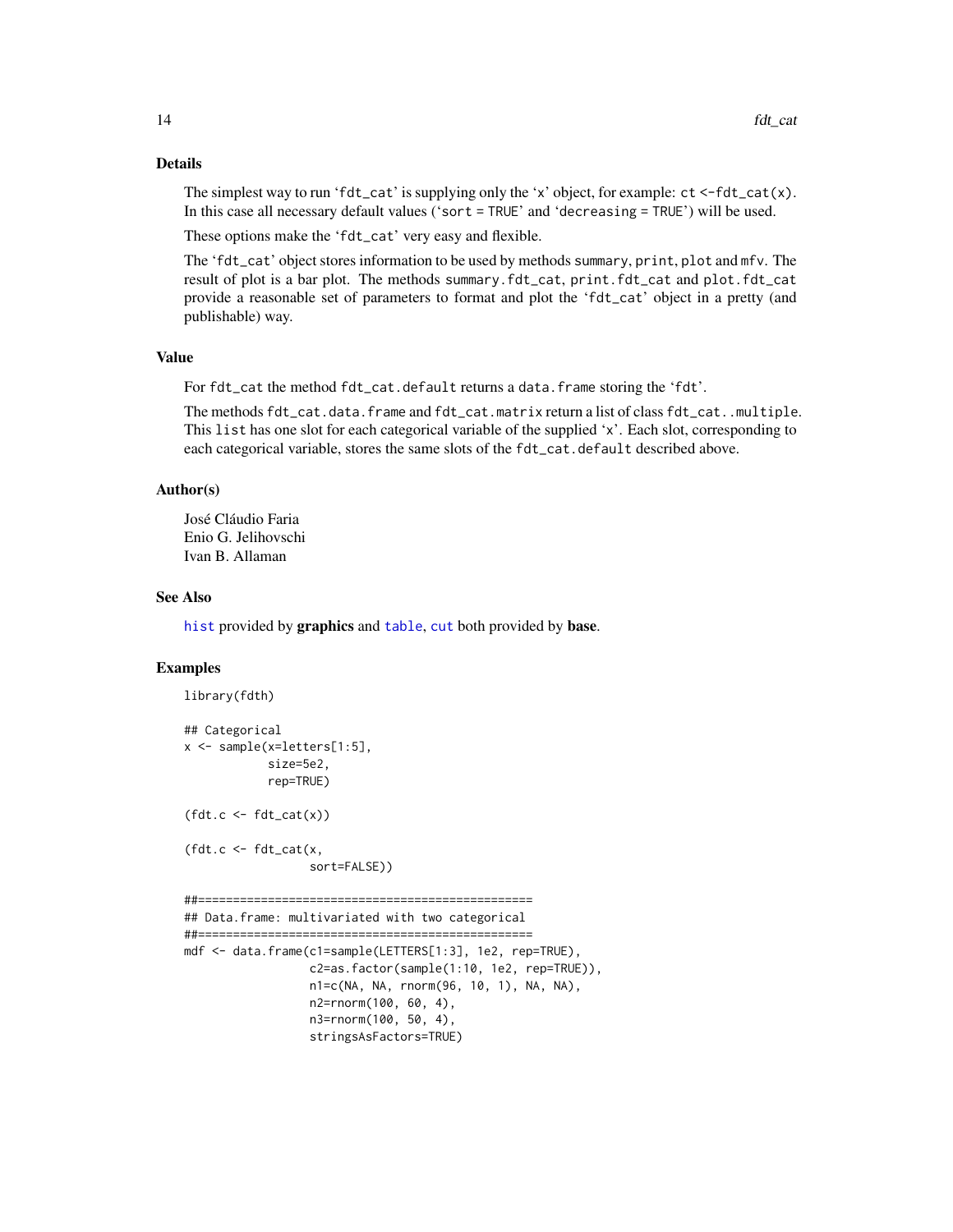## Details

The simplest way to run 'fdt_cat' is supplying only the 'x' object, for example: ct <-fdt_cat(x). In this case all necessary default values ('sort = TRUE' and 'decreasing = TRUE') will be used.

These options make the 'fdt_cat' very easy and flexible.

The 'fdt_cat' object stores information to be used by methods summary, print, plot and mfv. The result of plot is a bar plot. The methods summary.fdt_cat, print.fdt_cat and plot.fdt_cat provide a reasonable set of parameters to format and plot the 'fdt_cat' object in a pretty (and publishable) way.

## Value

For fdt_cat the method fdt_cat.default returns a data.frame storing the 'fdt'.

The methods fdt_cat.data.frame and fdt_cat.matrix return a list of class fdt_cat..multiple. This list has one slot for each categorical variable of the supplied 'x'. Each slot, corresponding to each categorical variable, stores the same slots of the fdt_cat.default described above.

## Author(s)

José Cláudio Faria
Enio G. Jelihovschi
Ivan B. Allaman

## See Also

hist provided by **graphics** and table, cut both provided by **base**.

## Examples

```
library(fdth)

## Categorical
x <- sample(x=letters[1:5],
            size=5e2,
            rep=TRUE)

(fdt.c <- fdt_cat(x))

(fdt.c <- fdt_cat(x,
                  sort=FALSE))

##================================================
## Data.frame: multivariated with two categorical
##================================================
mdf <- data.frame(c1=sample(LETTERS[1:3], 1e2, rep=TRUE),
                  c2=as.factor(sample(1:10, 1e2, rep=TRUE)),
                  n1=c(NA, NA, rnorm(96, 10, 1), NA, NA),
                  n2=rnorm(100, 60, 4),
                  n3=rnorm(100, 50, 4),
                  stringsAsFactors=TRUE)
```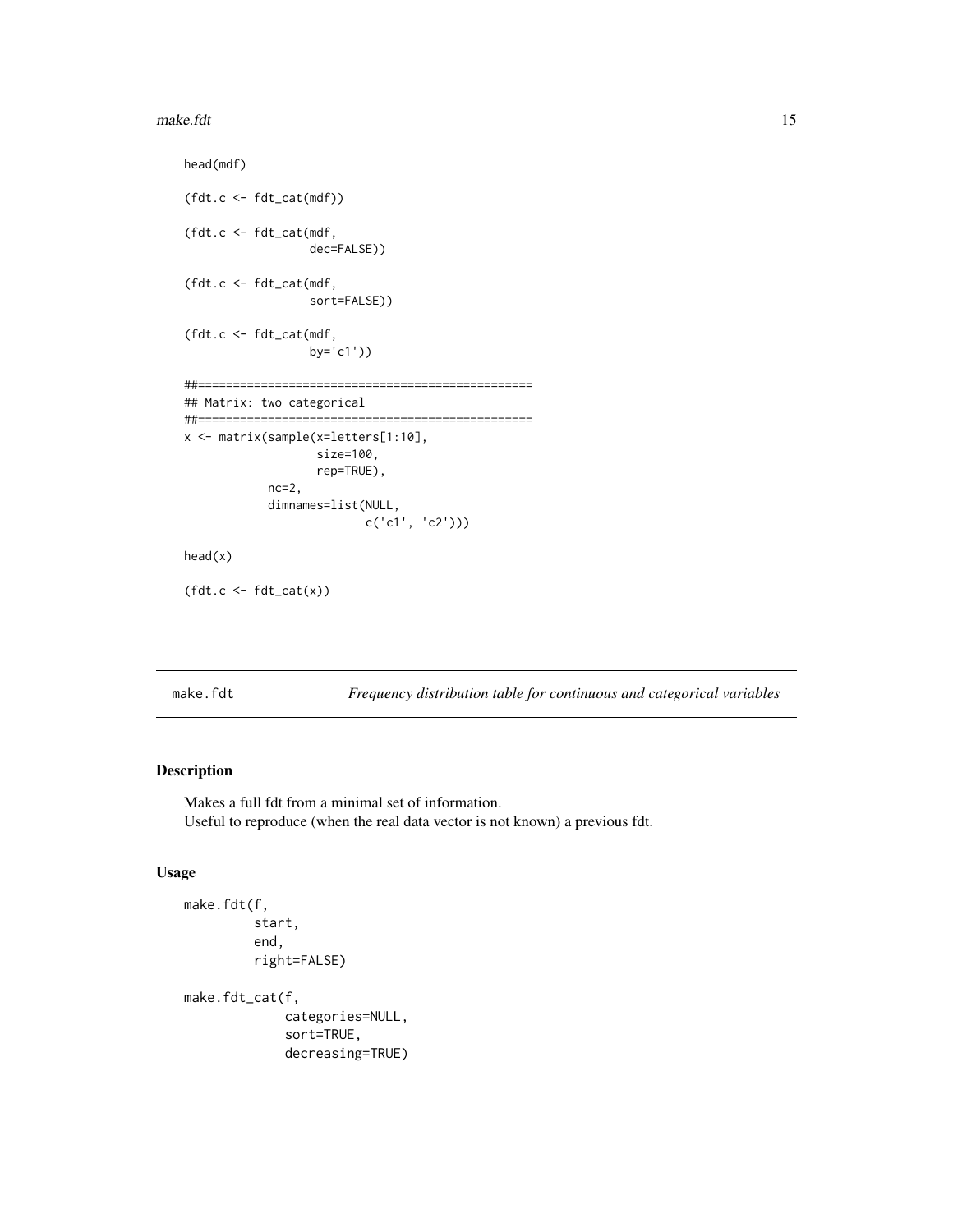```
head(mdf)

(fdt.c <- fdt_cat(mdf))

(fdt.c <- fdt_cat(mdf,
                  dec=FALSE))

(fdt.c <- fdt_cat(mdf,
                  sort=FALSE))

(fdt.c <- fdt_cat(mdf,
                  by='c1'))

##===============================================
## Matrix: two categorical
##===============================================
x <- matrix(sample(x=letters[1:10],
                   size=100,
                   rep=TRUE),
            nc=2,
            dimnames=list(NULL,
                          c('c1', 'c2')))

head(x)

(fdt.c <- fdt_cat(x))
```

## make.fdt — *Frequency distribution table for continuous and categorical variables*

### Description

Makes a full fdt from a minimal set of information.
Useful to reproduce (when the real data vector is not known) a previous fdt.

### Usage

```
make.fdt(f,
         start,
         end,
         right=FALSE)

make.fdt_cat(f,
             categories=NULL,
             sort=TRUE,
             decreasing=TRUE)
```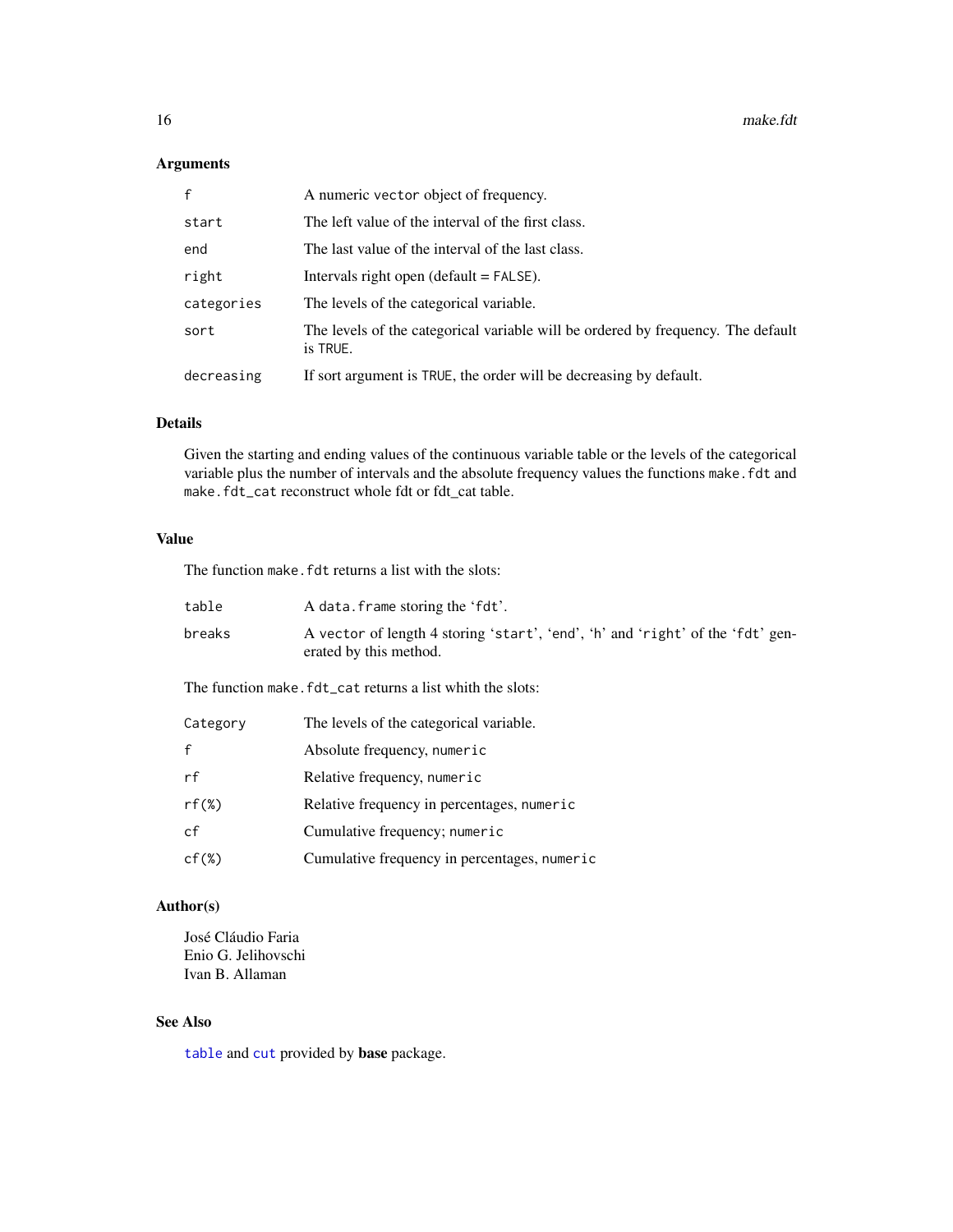## Arguments

| | |
|---|---|
| `f` | A numeric `vector` object of frequency. |
| `start` | The left value of the interval of the first class. |
| `end` | The last value of the interval of the last class. |
| `right` | Intervals right open (default = `FALSE`). |
| `categories` | The levels of the categorical variable. |
| `sort` | The levels of the categorical variable will be ordered by frequency. The default is `TRUE`. |
| `decreasing` | If sort argument is `TRUE`, the order will be decreasing by default. |

## Details

Given the starting and ending values of the continuous variable table or the levels of the categorical variable plus the number of intervals and the absolute frequency values the functions `make.fdt` and `make.fdt_cat` reconstruct whole fdt or fdt_cat table.

## Value

The function `make.fdt` returns a list with the slots:

| | |
|---|---|
| `table` | A `data.frame` storing the 'fdt'. |
| `breaks` | A `vector` of length 4 storing 'start', 'end', 'h' and 'right' of the 'fdt' generated by this method. |

The function `make.fdt_cat` returns a list whith the slots:

| | |
|---|---|
| `Category` | The levels of the categorical variable. |
| `f` | Absolute frequency, `numeric` |
| `rf` | Relative frequency, `numeric` |
| `rf(%)` | Relative frequency in percentages, `numeric` |
| `cf` | Cumulative frequency; `numeric` |
| `cf(%)` | Cumulative frequency in percentages, `numeric` |

## Author(s)

José Cláudio Faria
Enio G. Jelihovschi
Ivan B. Allaman

## See Also

`table` and `cut` provided by **base** package.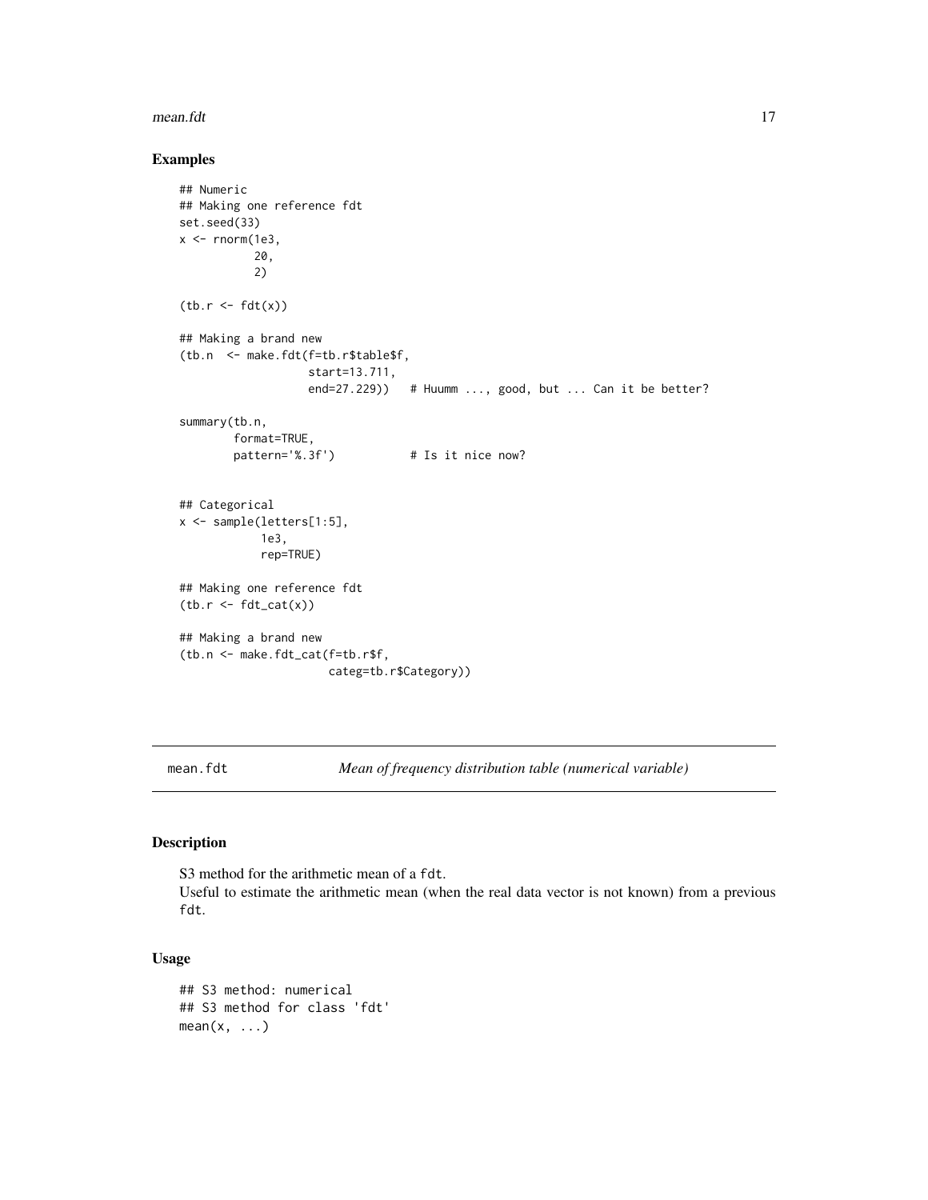## Examples

```
## Numeric
## Making one reference fdt
set.seed(33)
x <- rnorm(1e3,
           20,
           2)

(tb.r <- fdt(x))

## Making a brand new
(tb.n  <- make.fdt(f=tb.r$table$f,
                   start=13.711,
                   end=27.229))   # Huumm ..., good, but ... Can it be better?

summary(tb.n,
        format=TRUE,
        pattern='%.3f')           # Is it nice now?


## Categorical
x <- sample(letters[1:5],
            1e3,
            rep=TRUE)

## Making one reference fdt
(tb.r <- fdt_cat(x))

## Making a brand new
(tb.n <- make.fdt_cat(f=tb.r$f,
                      categ=tb.r$Category))
```

---

`mean.fdt` *Mean of frequency distribution table (numerical variable)*

---

## Description

S3 method for the arithmetic mean of a `fdt`.
Useful to estimate the arithmetic mean (when the real data vector is not known) from a previous `fdt`.

## Usage

```
## S3 method: numerical
## S3 method for class 'fdt'
mean(x, ...)
```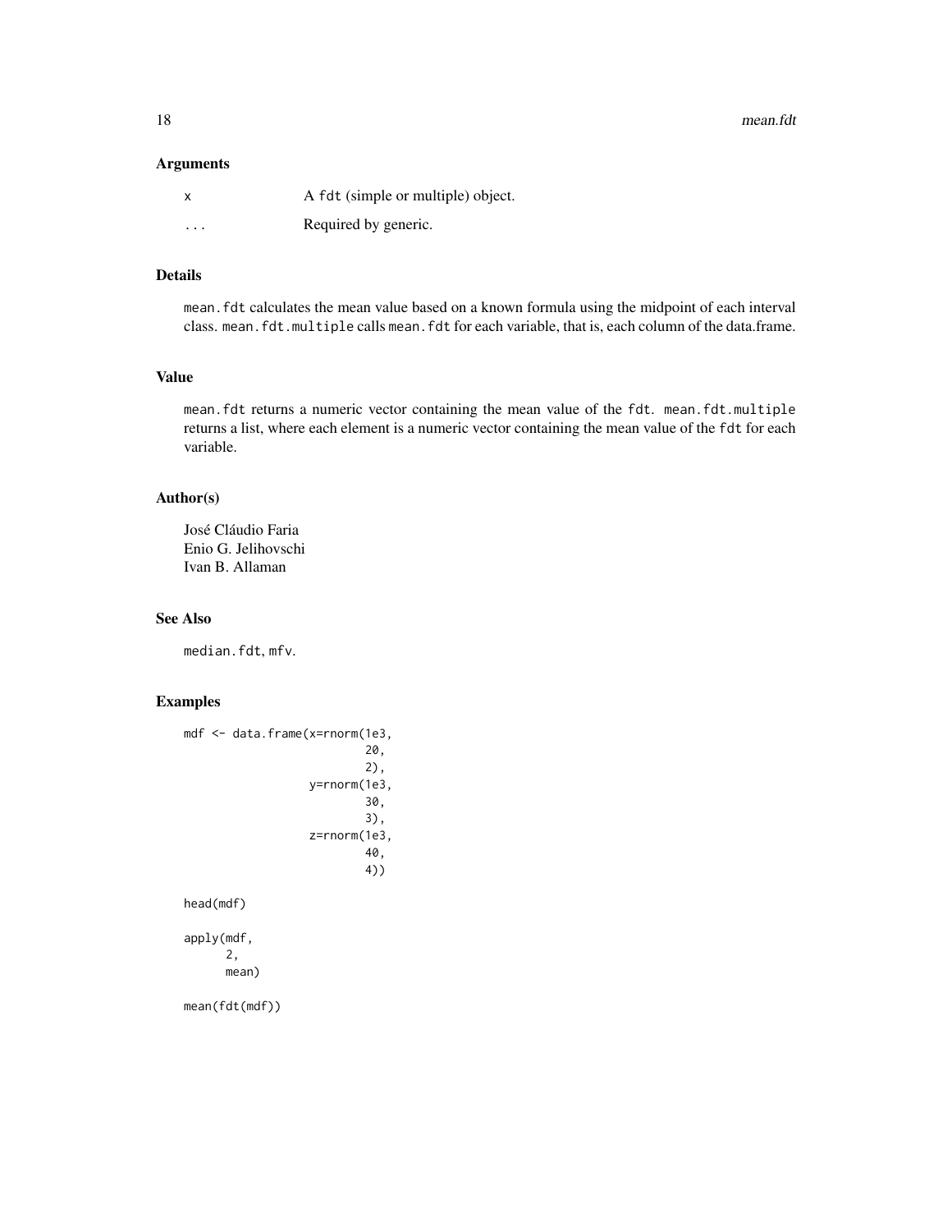### Arguments

| | |
|---|---|
| x | A fdt (simple or multiple) object. |
| ... | Required by generic. |

### Details

mean.fdt calculates the mean value based on a known formula using the midpoint of each interval class. mean.fdt.multiple calls mean.fdt for each variable, that is, each column of the data.frame.

### Value

mean.fdt returns a numeric vector containing the mean value of the fdt. mean.fdt.multiple returns a list, where each element is a numeric vector containing the mean value of the fdt for each variable.

### Author(s)

José Cláudio Faria
Enio G. Jelihovschi
Ivan B. Allaman

### See Also

median.fdt, mfv.

### Examples

```
mdf <- data.frame(x=rnorm(1e3,
                          20,
                          2),
                  y=rnorm(1e3,
                          30,
                          3),
                  z=rnorm(1e3,
                          40,
                          4))

head(mdf)

apply(mdf,
      2,
      mean)

mean(fdt(mdf))
```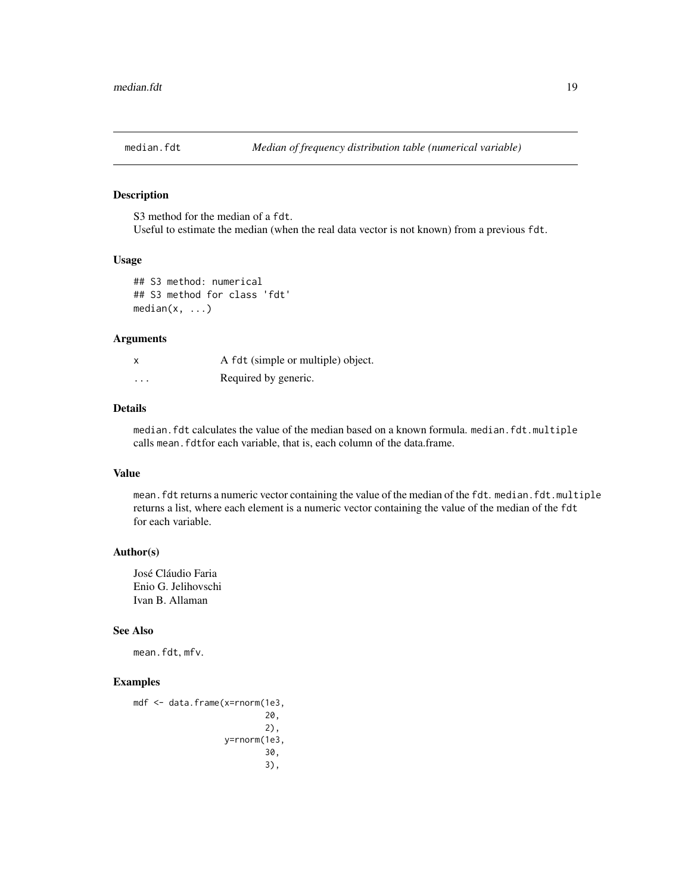## median.fdt *Median of frequency distribution table (numerical variable)*

### Description

S3 method for the median of a fdt.
Useful to estimate the median (when the real data vector is not known) from a previous fdt.

### Usage

```
## S3 method: numerical
## S3 method for class 'fdt'
median(x, ...)
```

### Arguments

| | |
|---|---|
| x | A fdt (simple or multiple) object. |
| ... | Required by generic. |

### Details

median.fdt calculates the value of the median based on a known formula. median.fdt.multiple calls mean.fdtfor each variable, that is, each column of the data.frame.

### Value

mean.fdt returns a numeric vector containing the value of the median of the fdt. median.fdt.multiple returns a list, where each element is a numeric vector containing the value of the median of the fdt for each variable.

### Author(s)

José Cláudio Faria
Enio G. Jelihovschi
Ivan B. Allaman

### See Also

mean.fdt, mfv.

### Examples

```
mdf <- data.frame(x=rnorm(1e3,
                          20,
                          2),
                  y=rnorm(1e3,
                          30,
                          3),
```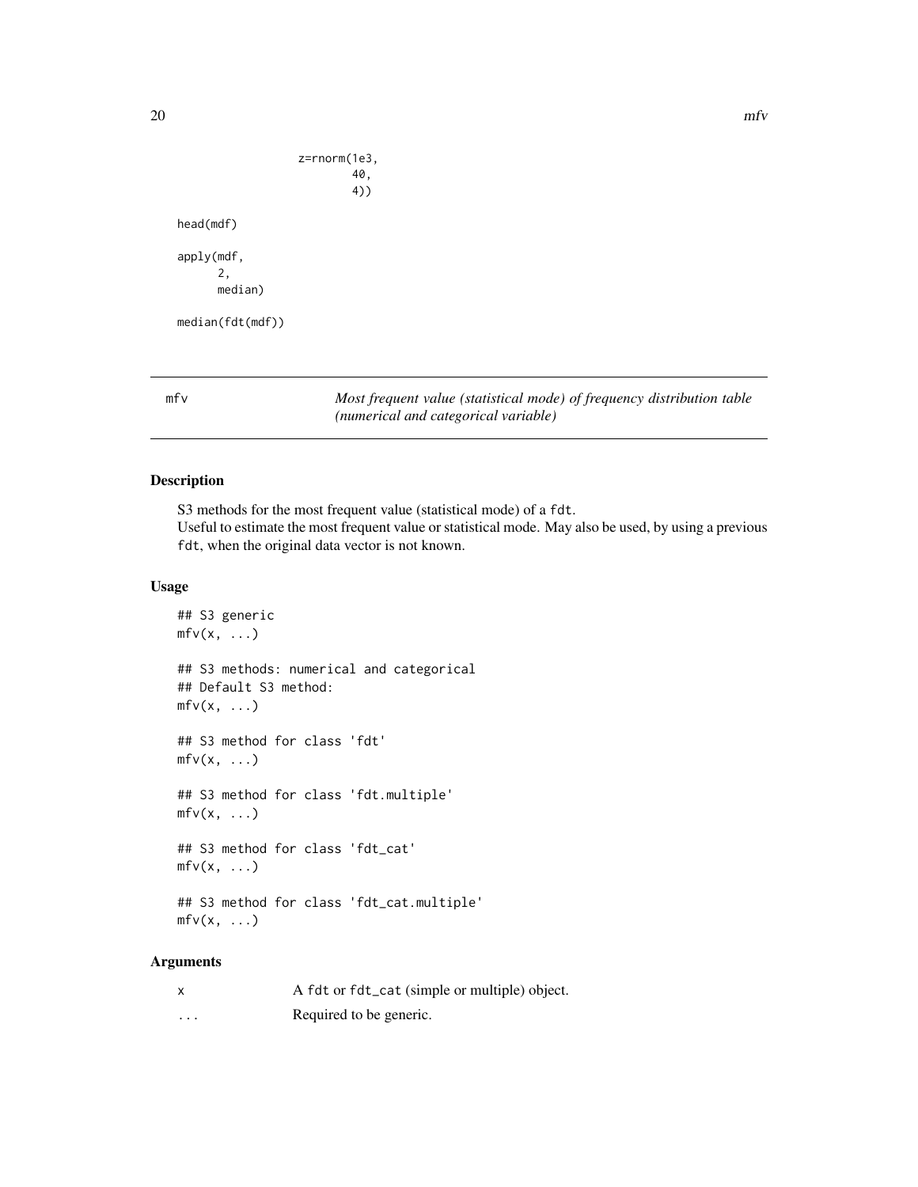```
                   z=rnorm(1e3,
                           40,
                           4))

head(mdf)

apply(mdf,
      2,
      median)

median(fdt(mdf))
```

---

mfv — *Most frequent value (statistical mode) of frequency distribution table (numerical and categorical variable)*

---

## Description

S3 methods for the most frequent value (statistical mode) of a `fdt`.
Useful to estimate the most frequent value or statistical mode. May also be used, by using a previous `fdt`, when the original data vector is not known.

## Usage

```
## S3 generic
mfv(x, ...)

## S3 methods: numerical and categorical
## Default S3 method:
mfv(x, ...)

## S3 method for class 'fdt'
mfv(x, ...)

## S3 method for class 'fdt.multiple'
mfv(x, ...)

## S3 method for class 'fdt_cat'
mfv(x, ...)

## S3 method for class 'fdt_cat.multiple'
mfv(x, ...)
```

## Arguments

| | |
|---|---|
| x | A `fdt` or `fdt_cat` (simple or multiple) object. |
| ... | Required to be generic. |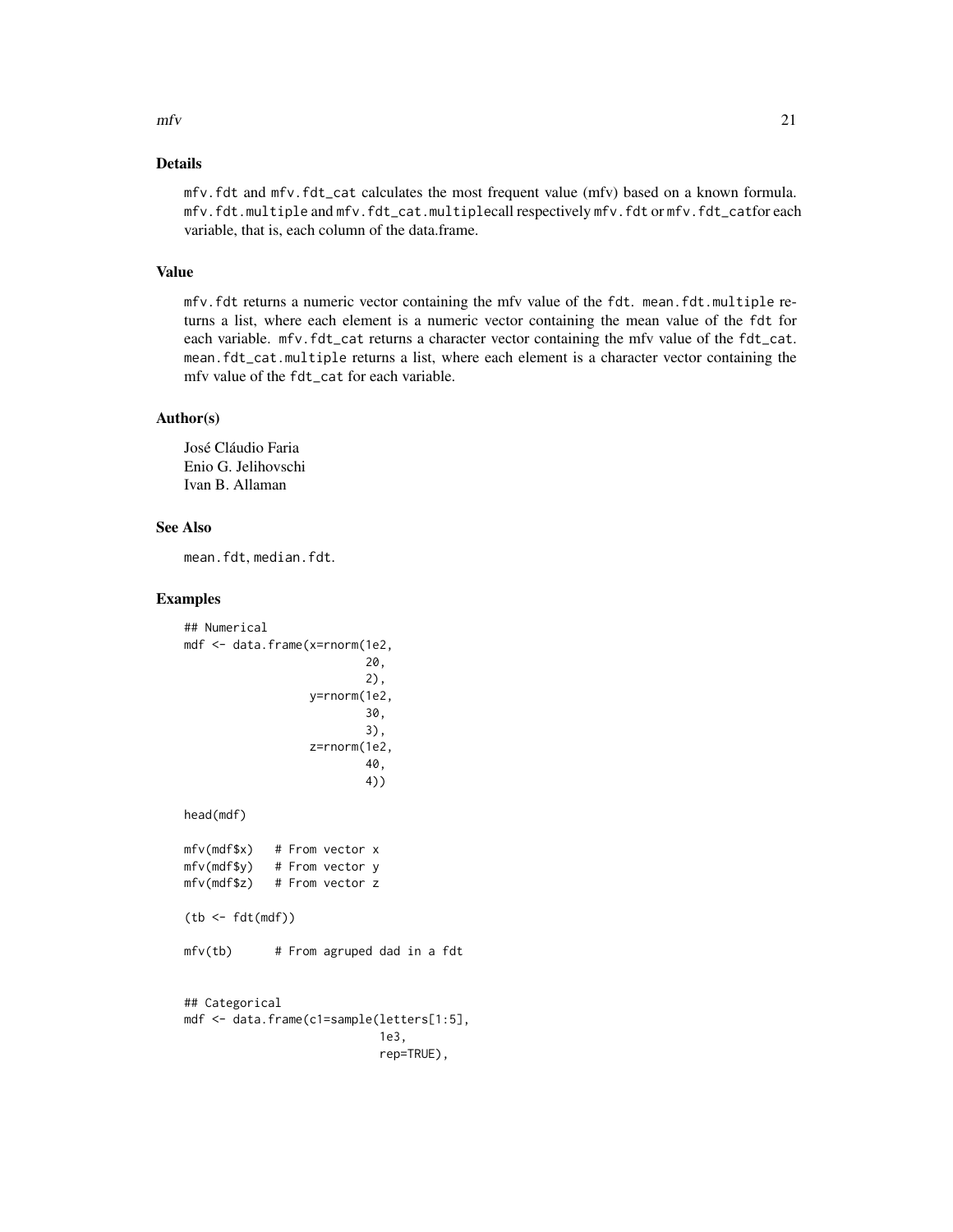## Details

mfv.fdt and mfv.fdt_cat calculates the most frequent value (mfv) based on a known formula. mfv.fdt.multiple and mfv.fdt_cat.multiplecall respectively mfv.fdt or mfv.fdt_catfor each variable, that is, each column of the data.frame.

## Value

mfv.fdt returns a numeric vector containing the mfv value of the fdt. mean.fdt.multiple returns a list, where each element is a numeric vector containing the mean value of the fdt for each variable. mfv.fdt_cat returns a character vector containing the mfv value of the fdt_cat. mean.fdt_cat.multiple returns a list, where each element is a character vector containing the mfv value of the fdt_cat for each variable.

## Author(s)

José Cláudio Faria
Enio G. Jelihovschi
Ivan B. Allaman

## See Also

mean.fdt, median.fdt.

## Examples

```
## Numerical
mdf <- data.frame(x=rnorm(1e2,
                          20,
                          2),
                  y=rnorm(1e2,
                          30,
                          3),
                  z=rnorm(1e2,
                          40,
                          4))

head(mdf)

mfv(mdf$x)   # From vector x
mfv(mdf$y)   # From vector y
mfv(mdf$z)   # From vector z

(tb <- fdt(mdf))

mfv(tb)      # From agruped dad in a fdt


## Categorical
mdf <- data.frame(c1=sample(letters[1:5],
                            1e3,
                            rep=TRUE),
```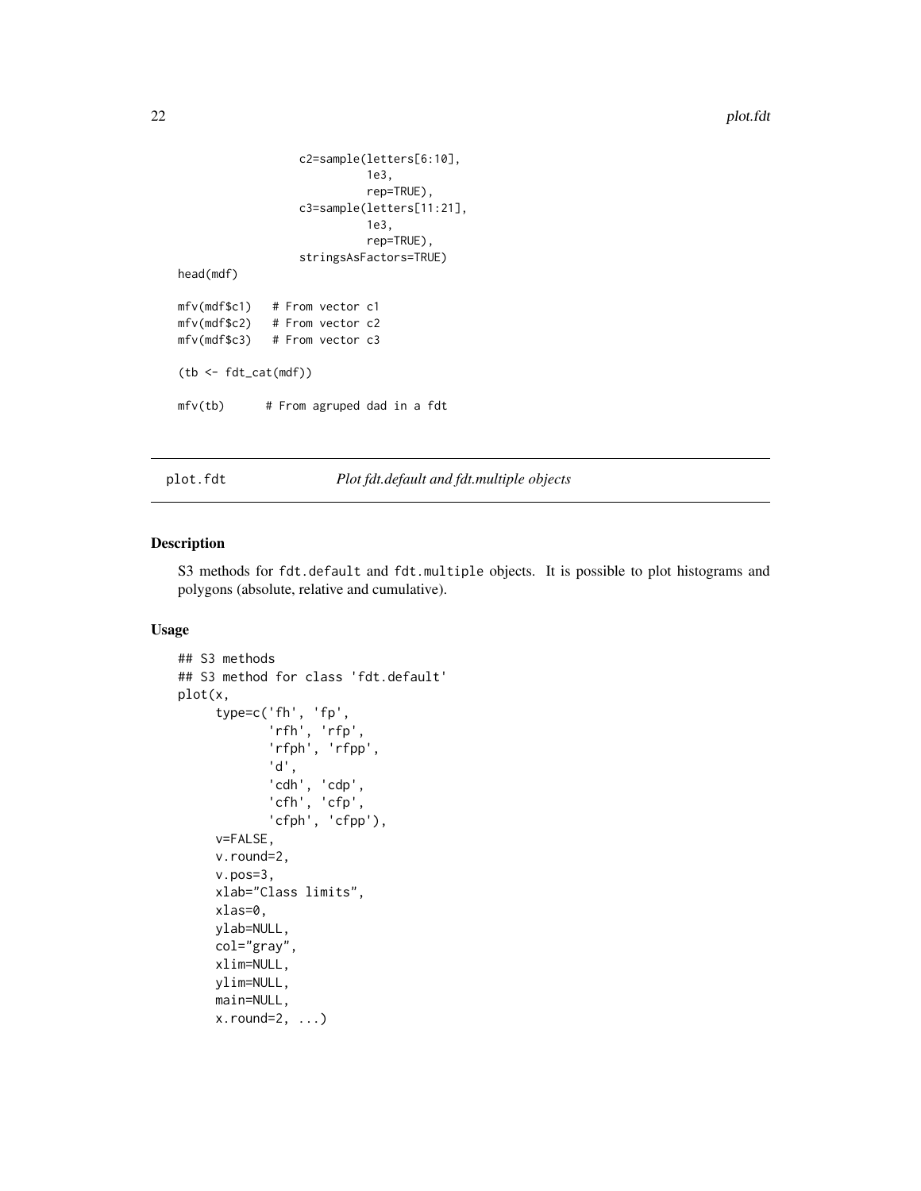```
                  c2=sample(letters[6:10],
                           1e3,
                           rep=TRUE),
                  c3=sample(letters[11:21],
                           1e3,
                           rep=TRUE),
                  stringsAsFactors=TRUE)
head(mdf)

mfv(mdf$c1)   # From vector c1
mfv(mdf$c2)   # From vector c2
mfv(mdf$c3)   # From vector c3

(tb <- fdt_cat(mdf))

mfv(tb)      # From agruped dad in a fdt
```

## plot.fdt — *Plot fdt.default and fdt.multiple objects*

### Description

S3 methods for `fdt.default` and `fdt.multiple` objects. It is possible to plot histograms and polygons (absolute, relative and cumulative).

### Usage

```
## S3 methods
## S3 method for class 'fdt.default'
plot(x,
     type=c('fh', 'fp',
            'rfh', 'rfp',
            'rfph', 'rfpp',
            'd',
            'cdh', 'cdp',
            'cfh', 'cfp',
            'cfph', 'cfpp'),
     v=FALSE,
     v.round=2,
     v.pos=3,
     xlab="Class limits",
     xlas=0,
     ylab=NULL,
     col="gray",
     xlim=NULL,
     ylim=NULL,
     main=NULL,
     x.round=2, ...)
```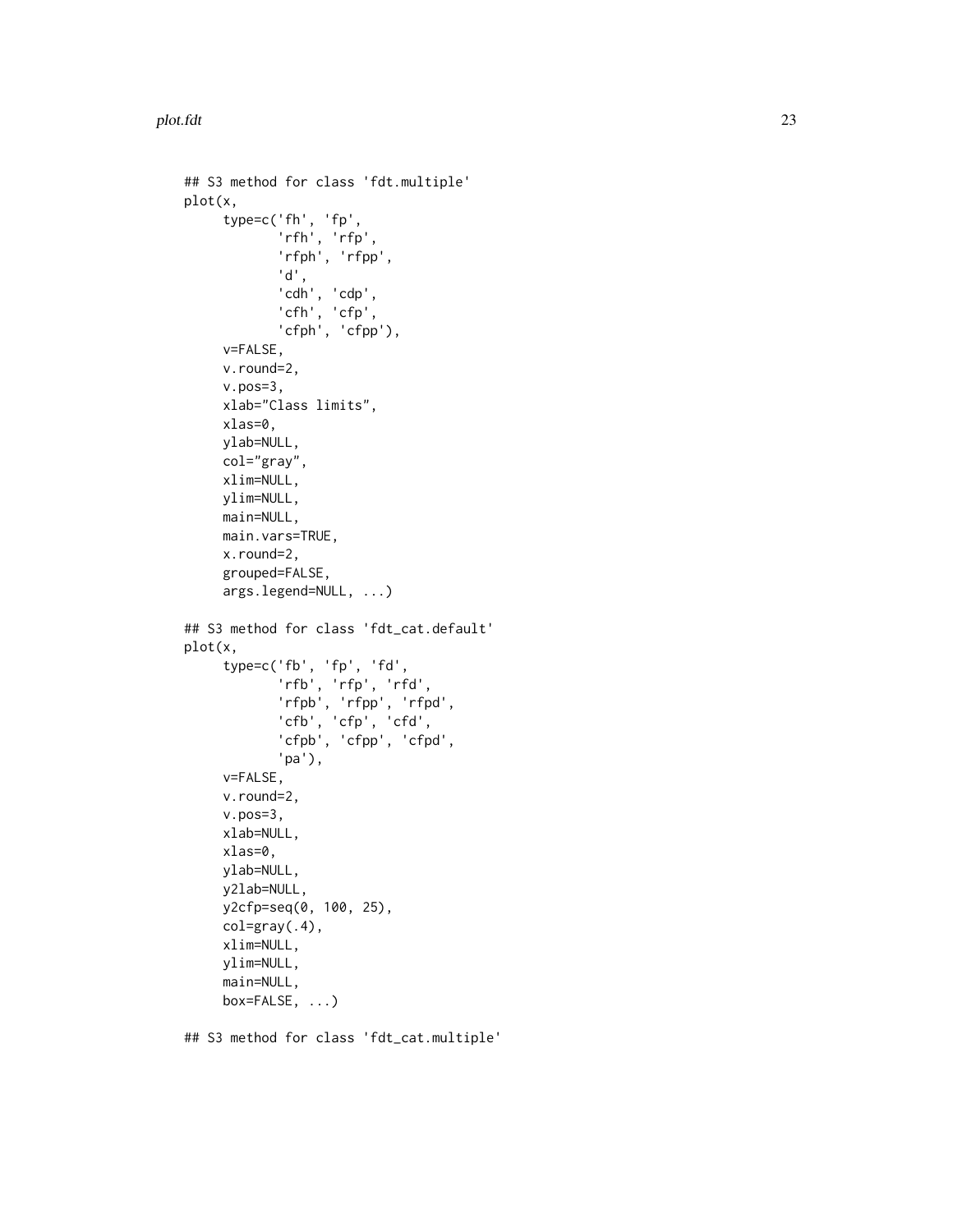```
## S3 method for class 'fdt.multiple'
plot(x,
     type=c('fh', 'fp',
            'rfh', 'rfp',
            'rfph', 'rfpp',
            'd',
            'cdh', 'cdp',
            'cfh', 'cfp',
            'cfph', 'cfpp'),
     v=FALSE,
     v.round=2,
     v.pos=3,
     xlab="Class limits",
     xlas=0,
     ylab=NULL,
     col="gray",
     xlim=NULL,
     ylim=NULL,
     main=NULL,
     main.vars=TRUE,
     x.round=2,
     grouped=FALSE,
     args.legend=NULL, ...)

## S3 method for class 'fdt_cat.default'
plot(x,
     type=c('fb', 'fp', 'fd',
            'rfb', 'rfp', 'rfd',
            'rfpb', 'rfpp', 'rfpd',
            'cfb', 'cfp', 'cfd',
            'cfpb', 'cfpp', 'cfpd',
            'pa'),
     v=FALSE,
     v.round=2,
     v.pos=3,
     xlab=NULL,
     xlas=0,
     ylab=NULL,
     y2lab=NULL,
     y2cfp=seq(0, 100, 25),
     col=gray(.4),
     xlim=NULL,
     ylim=NULL,
     main=NULL,
     box=FALSE, ...)

## S3 method for class 'fdt_cat.multiple'
```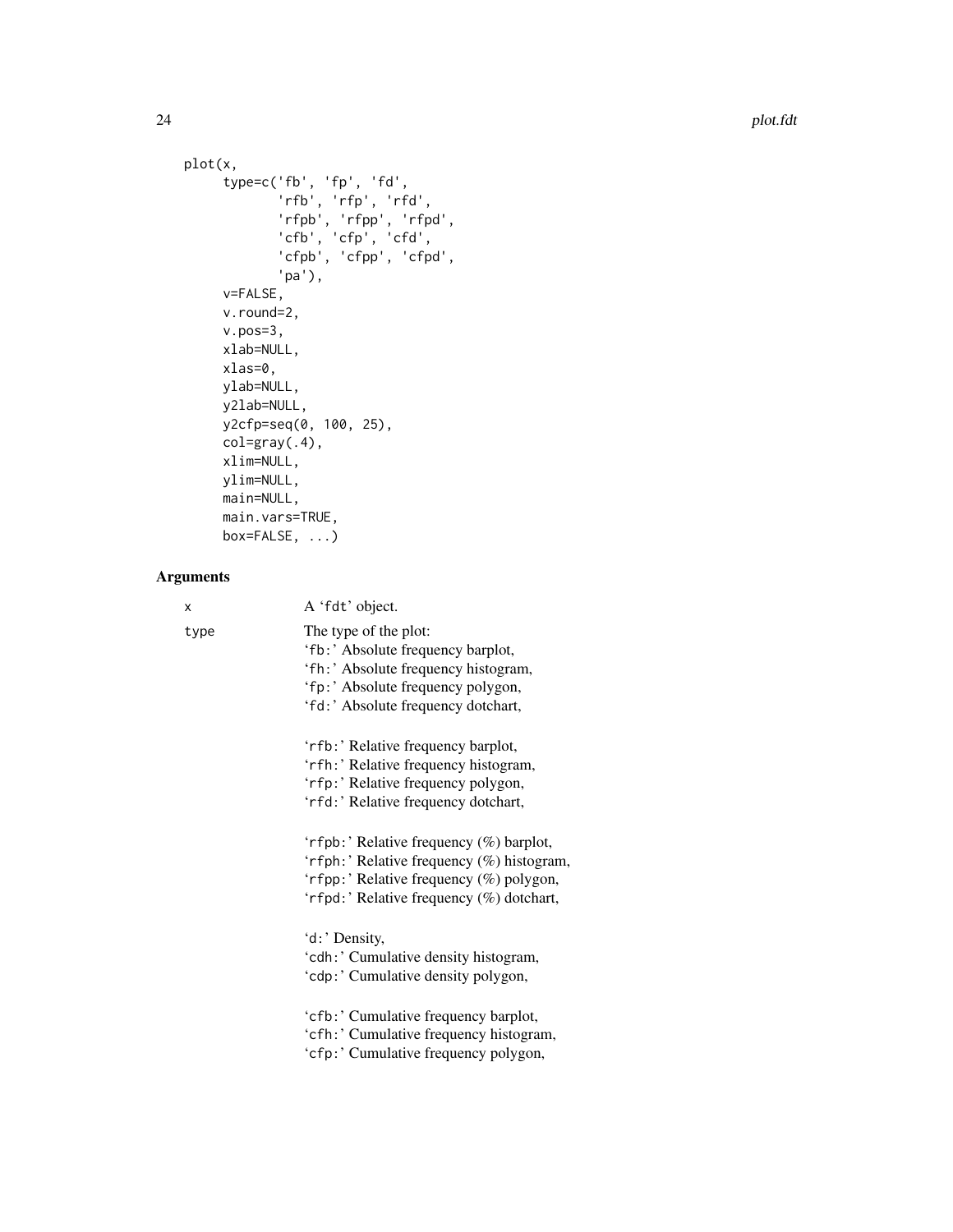```
plot(x,
     type=c('fb', 'fp', 'fd',
            'rfb', 'rfp', 'rfd',
            'rfpb', 'rfpp', 'rfpd',
            'cfb', 'cfp', 'cfd',
            'cfpb', 'cfpp', 'cfpd',
            'pa'),
     v=FALSE,
     v.round=2,
     v.pos=3,
     xlab=NULL,
     xlas=0,
     ylab=NULL,
     y2lab=NULL,
     y2cfp=seq(0, 100, 25),
     col=gray(.4),
     xlim=NULL,
     ylim=NULL,
     main=NULL,
     main.vars=TRUE,
     box=FALSE, ...)
```

## Arguments

| | |
|---|---|
| `x` | A 'fdt' object. |
| `type` | The type of the plot:<br>'fb:' Absolute frequency barplot,<br>'fh:' Absolute frequency histogram,<br>'fp:' Absolute frequency polygon,<br>'fd:' Absolute frequency dotchart,<br><br>'rfb:' Relative frequency barplot,<br>'rfh:' Relative frequency histogram,<br>'rfp:' Relative frequency polygon,<br>'rfd:' Relative frequency dotchart,<br><br>'rfpb:' Relative frequency (%) barplot,<br>'rfph:' Relative frequency (%) histogram,<br>'rfpp:' Relative frequency (%) polygon,<br>'rfpd:' Relative frequency (%) dotchart,<br><br>'d:' Density,<br>'cdh:' Cumulative density histogram,<br>'cdp:' Cumulative density polygon,<br><br>'cfb:' Cumulative frequency barplot,<br>'cfh:' Cumulative frequency histogram,<br>'cfp:' Cumulative frequency polygon, |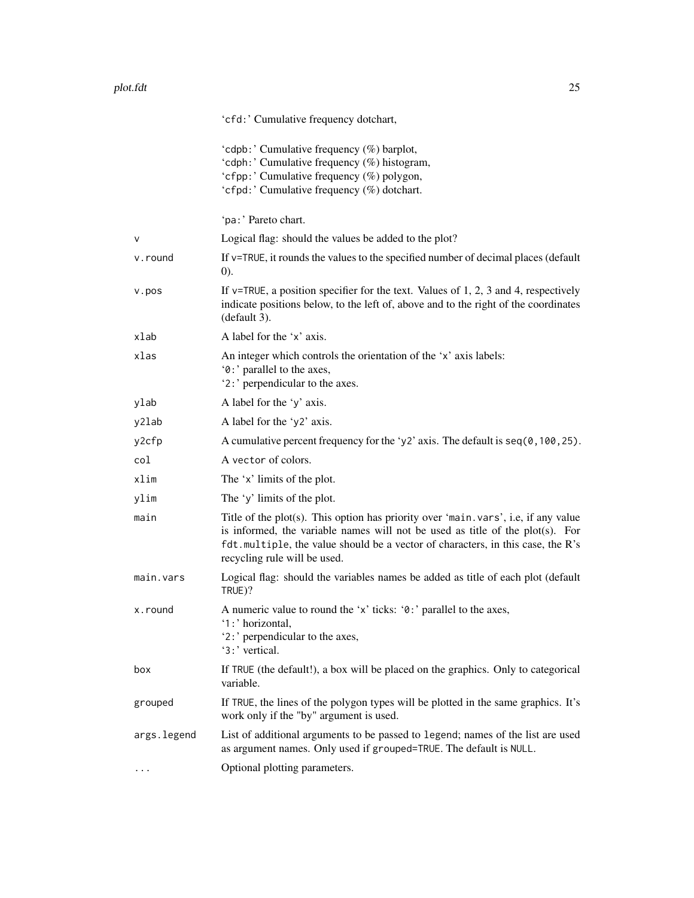'cfd:' Cumulative frequency dotchart,

'cdpb:' Cumulative frequency (%) barplot,
'cdph:' Cumulative frequency (%) histogram,
'cfpp:' Cumulative frequency (%) polygon,
'cfpd:' Cumulative frequency (%) dotchart.

'pa:' Pareto chart.

| | |
|---|---|
| `v` | Logical flag: should the values be added to the plot? |
| `v.round` | If `v=TRUE`, it rounds the values to the specified number of decimal places (default 0). |
| `v.pos` | If `v=TRUE`, a position specifier for the text. Values of 1, 2, 3 and 4, respectively indicate positions below, to the left of, above and to the right of the coordinates (default 3). |
| `xlab` | A label for the 'x' axis. |
| `xlas` | An integer which controls the orientation of the 'x' axis labels:<br>'0:' parallel to the axes,<br>'2:' perpendicular to the axes. |
| `ylab` | A label for the 'y' axis. |
| `y2lab` | A label for the 'y2' axis. |
| `y2cfp` | A cumulative percent frequency for the 'y2' axis. The default is `seq(0,100,25)`. |
| `col` | A `vector` of colors. |
| `xlim` | The 'x' limits of the plot. |
| `ylim` | The 'y' limits of the plot. |
| `main` | Title of the plot(s). This option has priority over 'main.vars', i.e, if any value is informed, the variable names will not be used as title of the plot(s). For `fdt.multiple`, the value should be a vector of characters, in this case, the R's recycling rule will be used. |
| `main.vars` | Logical flag: should the variables names be added as title of each plot (default `TRUE`)? |
| `x.round` | A numeric value to round the 'x' ticks: '0:' parallel to the axes,<br>'1:' horizontal,<br>'2:' perpendicular to the axes,<br>'3:' vertical. |
| `box` | If `TRUE` (the default!), a box will be placed on the graphics. Only to categorical variable. |
| `grouped` | If `TRUE`, the lines of the polygon types will be plotted in the same graphics. It's work only if the "by" argument is used. |
| `args.legend` | List of additional arguments to be passed to `legend`; names of the list are used as argument names. Only used if `grouped=TRUE`. The default is `NULL`. |
| `...` | Optional plotting parameters. |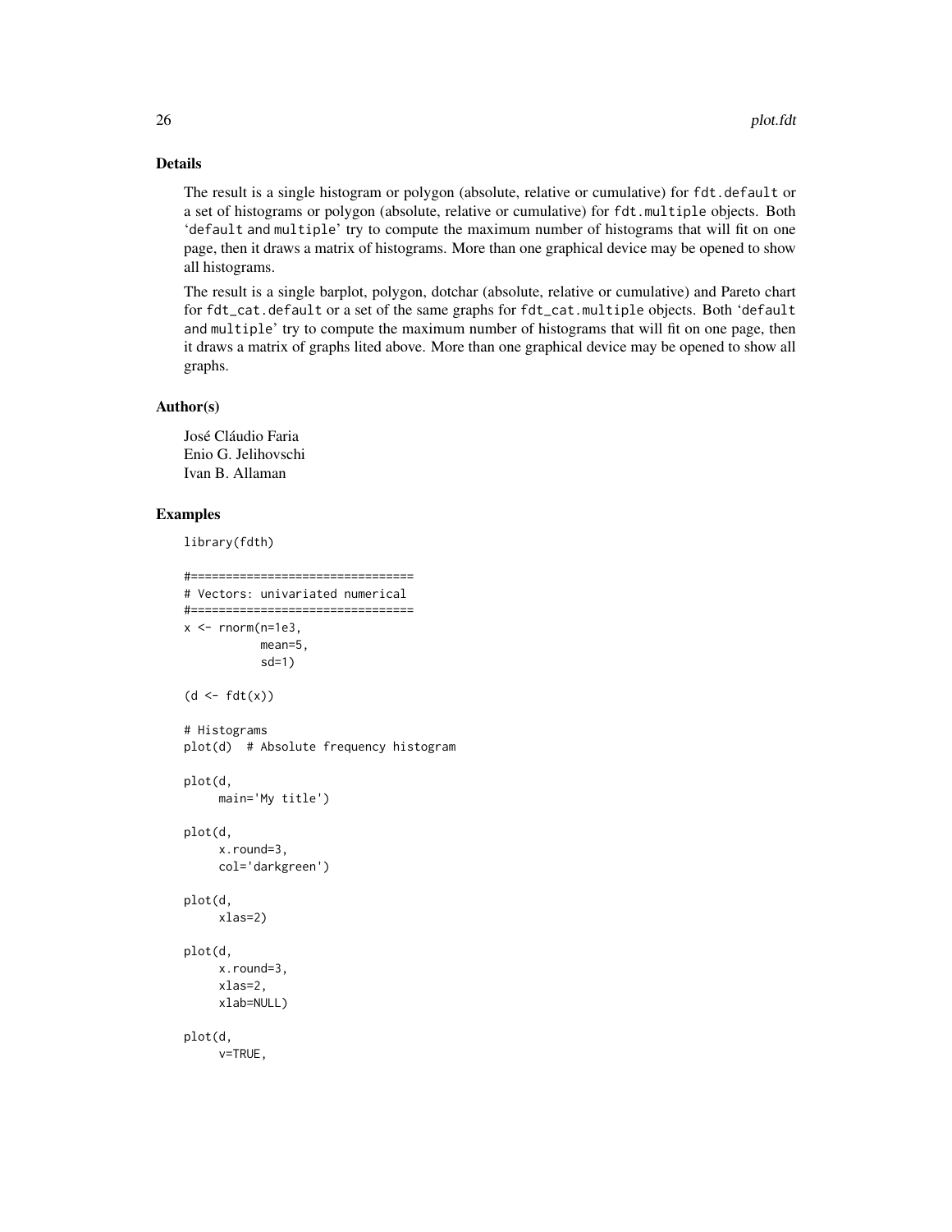## Details

The result is a single histogram or polygon (absolute, relative or cumulative) for `fdt.default` or a set of histograms or polygon (absolute, relative or cumulative) for `fdt.multiple` objects. Both '`default` and `multiple`' try to compute the maximum number of histograms that will fit on one page, then it draws a matrix of histograms. More than one graphical device may be opened to show all histograms.

The result is a single barplot, polygon, dotchar (absolute, relative or cumulative) and Pareto chart for `fdt_cat.default` or a set of the same graphs for `fdt_cat.multiple` objects. Both '`default` and `multiple`' try to compute the maximum number of histograms that will fit on one page, then it draws a matrix of graphs lited above. More than one graphical device may be opened to show all graphs.

## Author(s)

José Cláudio Faria  
Enio G. Jelihovschi  
Ivan B. Allaman

## Examples

```
library(fdth)

#================================
# Vectors: univariated numerical
#================================
x <- rnorm(n=1e3,
           mean=5,
           sd=1)

(d <- fdt(x))

# Histograms
plot(d)  # Absolute frequency histogram

plot(d,
     main='My title')

plot(d,
     x.round=3,
     col='darkgreen')

plot(d,
     xlas=2)

plot(d,
     x.round=3,
     xlas=2,
     xlab=NULL)

plot(d,
     v=TRUE,
```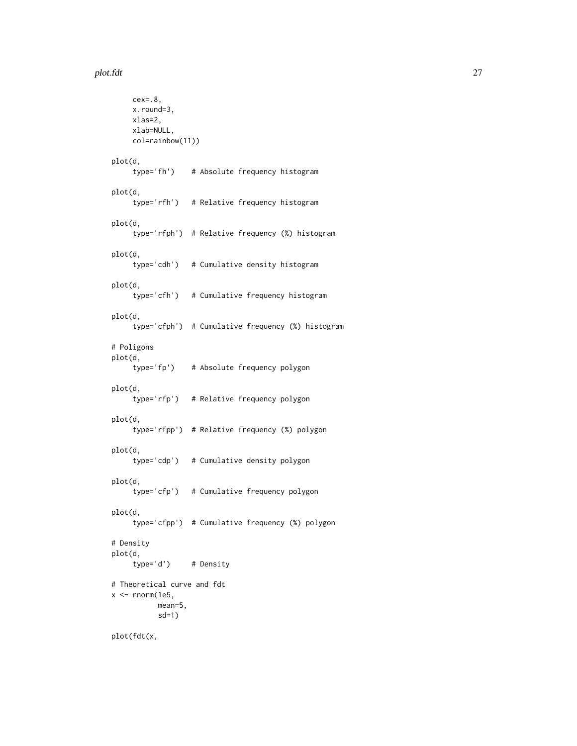```
     cex=.8,
     x.round=3,
     xlas=2,
     xlab=NULL,
     col=rainbow(11))

plot(d,
     type='fh')    # Absolute frequency histogram

plot(d,
     type='rfh')   # Relative frequency histogram

plot(d,
     type='rfph')  # Relative frequency (%) histogram

plot(d,
     type='cdh')   # Cumulative density histogram

plot(d,
     type='cfh')   # Cumulative frequency histogram

plot(d,
     type='cfph')  # Cumulative frequency (%) histogram

# Poligons
plot(d,
     type='fp')    # Absolute frequency polygon

plot(d,
     type='rfp')   # Relative frequency polygon

plot(d,
     type='rfpp')  # Relative frequency (%) polygon

plot(d,
     type='cdp')   # Cumulative density polygon

plot(d,
     type='cfp')   # Cumulative frequency polygon

plot(d,
     type='cfpp')  # Cumulative frequency (%) polygon

# Density
plot(d,
     type='d')     # Density

# Theoretical curve and fdt
x <- rnorm(1e5,
           mean=5,
           sd=1)

plot(fdt(x,
```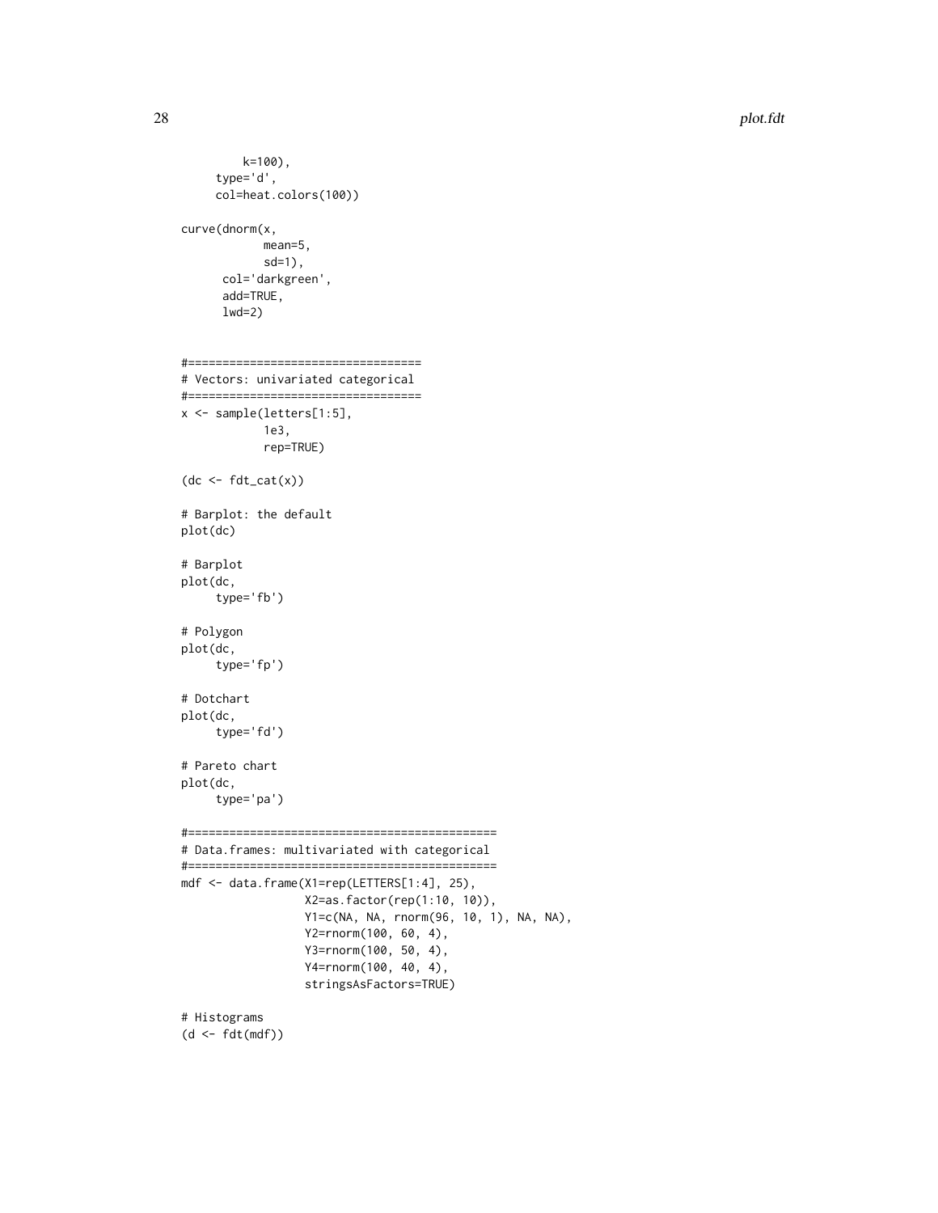```
        k=100),
     type='d',
     col=heat.colors(100))

curve(dnorm(x,
            mean=5,
            sd=1),
      col='darkgreen',
      add=TRUE,
      lwd=2)


#==================================
# Vectors: univariated categorical
#==================================
x <- sample(letters[1:5],
            1e3,
            rep=TRUE)

(dc <- fdt_cat(x))

# Barplot: the default
plot(dc)

# Barplot
plot(dc,
     type='fb')

# Polygon
plot(dc,
     type='fp')

# Dotchart
plot(dc,
     type='fd')

# Pareto chart
plot(dc,
     type='pa')

#============================================
# Data.frames: multivariated with categorical
#============================================
mdf <- data.frame(X1=rep(LETTERS[1:4], 25),
                  X2=as.factor(rep(1:10, 10)),
                  Y1=c(NA, NA, rnorm(96, 10, 1), NA, NA),
                  Y2=rnorm(100, 60, 4),
                  Y3=rnorm(100, 50, 4),
                  Y4=rnorm(100, 40, 4),
                  stringsAsFactors=TRUE)

# Histograms
(d <- fdt(mdf))
```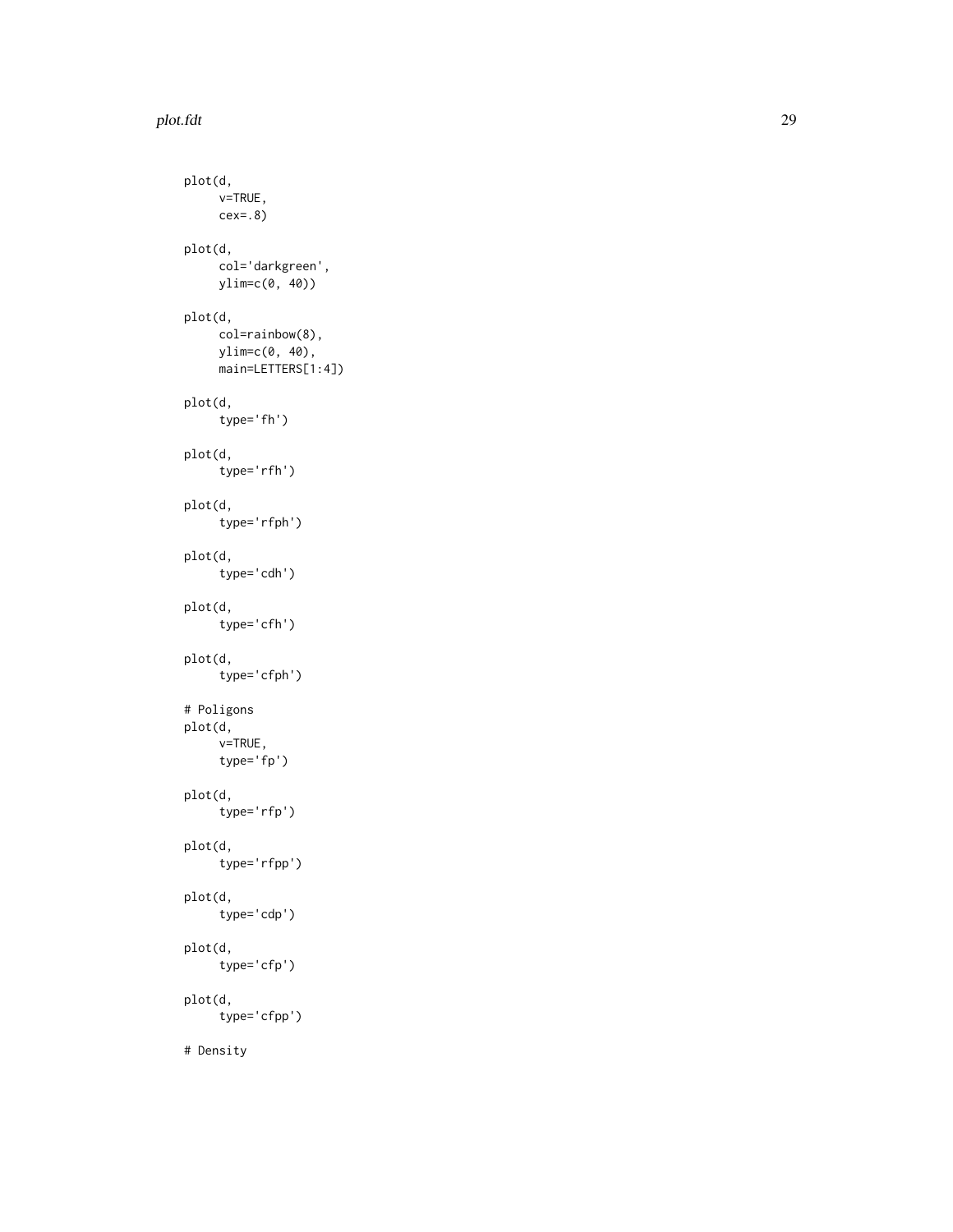```
plot(d,
     v=TRUE,
     cex=.8)

plot(d,
     col='darkgreen',
     ylim=c(0, 40))

plot(d,
     col=rainbow(8),
     ylim=c(0, 40),
     main=LETTERS[1:4])

plot(d,
     type='fh')

plot(d,
     type='rfh')

plot(d,
     type='rfph')

plot(d,
     type='cdh')

plot(d,
     type='cfh')

plot(d,
     type='cfph')

# Poligons
plot(d,
     v=TRUE,
     type='fp')

plot(d,
     type='rfp')

plot(d,
     type='rfpp')

plot(d,
     type='cdp')

plot(d,
     type='cfp')

plot(d,
     type='cfpp')

# Density
```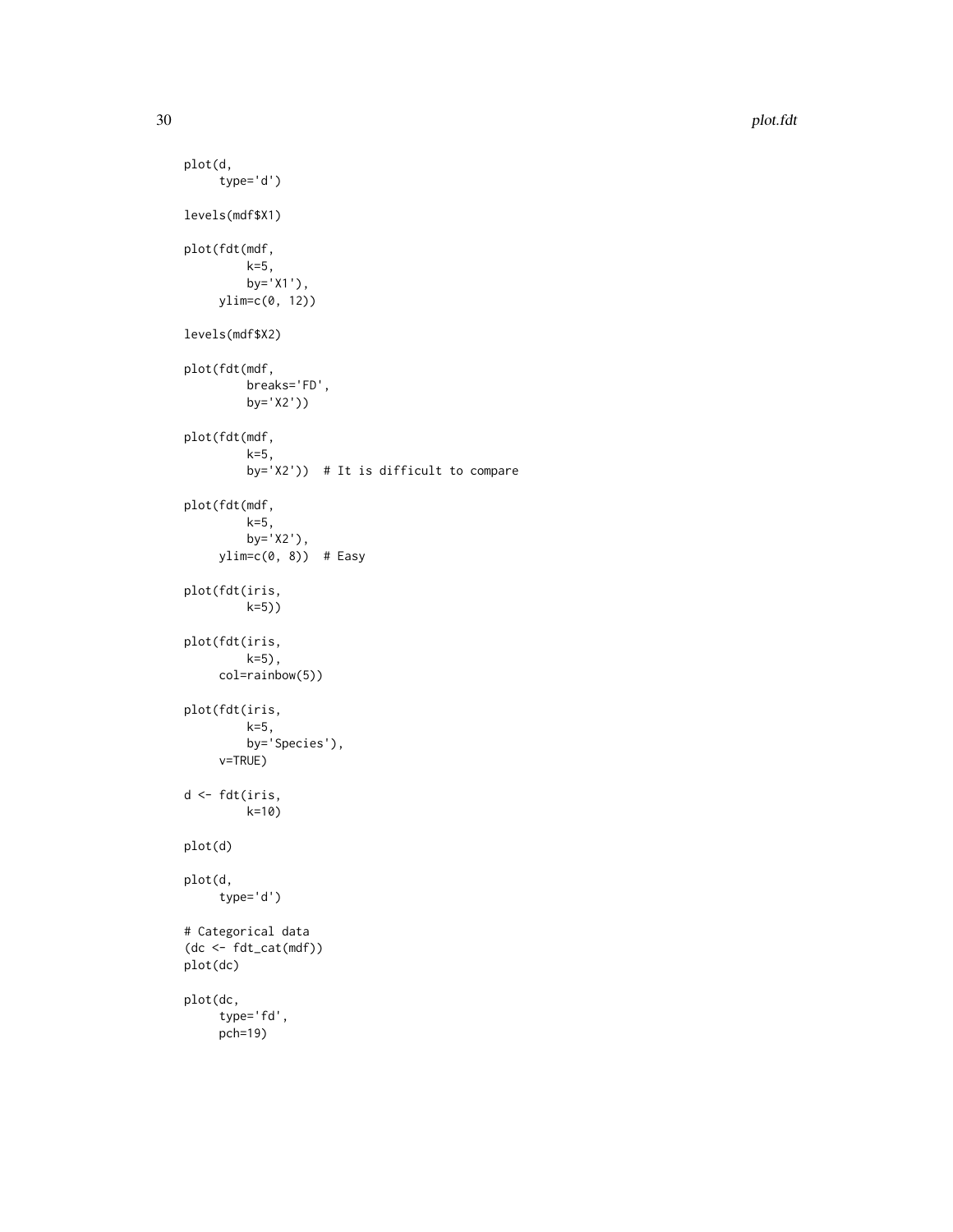```
plot(d,
     type='d')

levels(mdf$X1)

plot(fdt(mdf,
         k=5,
         by='X1'),
     ylim=c(0, 12))

levels(mdf$X2)

plot(fdt(mdf,
         breaks='FD',
         by='X2'))

plot(fdt(mdf,
         k=5,
         by='X2'))  # It is difficult to compare

plot(fdt(mdf,
         k=5,
         by='X2'),
     ylim=c(0, 8))  # Easy

plot(fdt(iris,
         k=5))

plot(fdt(iris,
         k=5),
     col=rainbow(5))

plot(fdt(iris,
         k=5,
         by='Species'),
     v=TRUE)

d <- fdt(iris,
         k=10)

plot(d)

plot(d,
     type='d')

# Categorical data
(dc <- fdt_cat(mdf))
plot(dc)

plot(dc,
     type='fd',
     pch=19)
```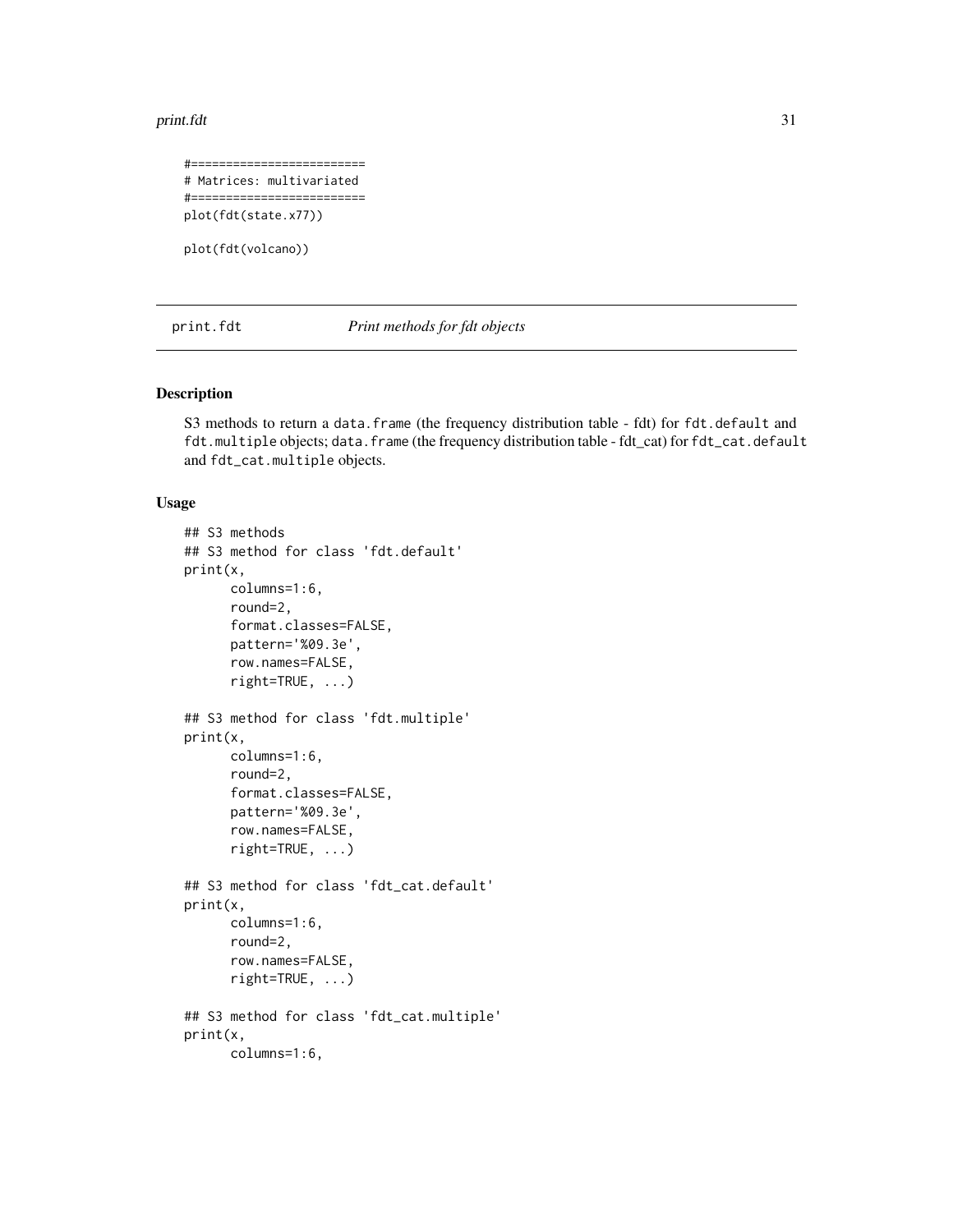```
#=========================
# Matrices: multivariated
#=========================
plot(fdt(state.x77))

plot(fdt(volcano))
```

---

print.fdt *Print methods for fdt objects*

---

### Description

S3 methods to return a `data.frame` (the frequency distribution table - fdt) for `fdt.default` and `fdt.multiple` objects; `data.frame` (the frequency distribution table - fdt_cat) for `fdt_cat.default` and `fdt_cat.multiple` objects.

### Usage

```
## S3 methods
## S3 method for class 'fdt.default'
print(x,
      columns=1:6,
      round=2,
      format.classes=FALSE,
      pattern='%09.3e',
      row.names=FALSE,
      right=TRUE, ...)

## S3 method for class 'fdt.multiple'
print(x,
      columns=1:6,
      round=2,
      format.classes=FALSE,
      pattern='%09.3e',
      row.names=FALSE,
      right=TRUE, ...)

## S3 method for class 'fdt_cat.default'
print(x,
      columns=1:6,
      round=2,
      row.names=FALSE,
      right=TRUE, ...)

## S3 method for class 'fdt_cat.multiple'
print(x,
      columns=1:6,
```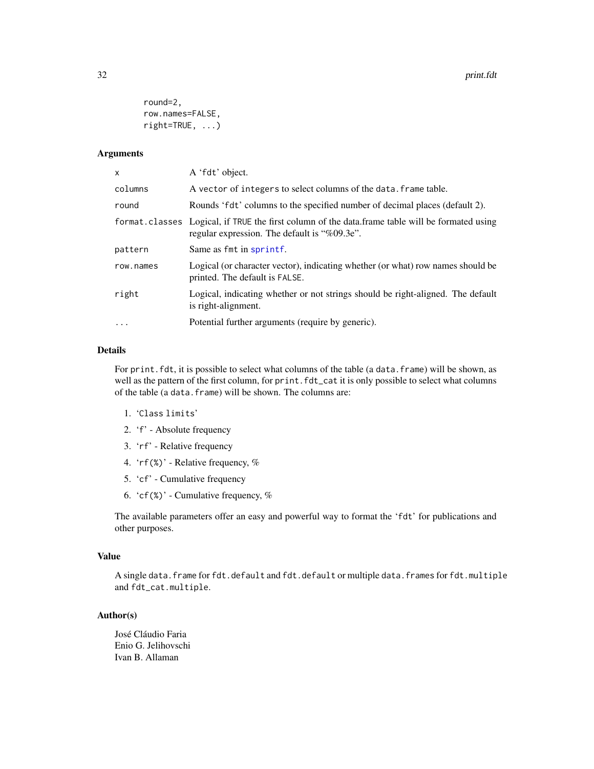```
        round=2,
        row.names=FALSE,
        right=TRUE, ...)
```

### Arguments

| | |
|---|---|
| x | A 'fdt' object. |
| columns | A vector of integers to select columns of the data.frame table. |
| round | Rounds 'fdt' columns to the specified number of decimal places (default 2). |
| format.classes | Logical, if TRUE the first column of the data.frame table will be formated using regular expression. The default is "%09.3e". |
| pattern | Same as fmt in sprintf. |
| row.names | Logical (or character vector), indicating whether (or what) row names should be printed. The default is FALSE. |
| right | Logical, indicating whether or not strings should be right-aligned. The default is right-alignment. |
| ... | Potential further arguments (require by generic). |

### Details

For print.fdt, it is possible to select what columns of the table (a data.frame) will be shown, as well as the pattern of the first column, for print.fdt_cat it is only possible to select what columns of the table (a data.frame) will be shown. The columns are:

1. 'Class limits'
2. 'f' - Absolute frequency
3. 'rf' - Relative frequency
4. 'rf(%)' - Relative frequency, %
5. 'cf' - Cumulative frequency
6. 'cf(%)' - Cumulative frequency, %

The available parameters offer an easy and powerful way to format the 'fdt' for publications and other purposes.

### Value

A single data.frame for fdt.default and fdt.default or multiple data.frames for fdt.multiple and fdt_cat.multiple.

### Author(s)

José Cláudio Faria
Enio G. Jelihovschi
Ivan B. Allaman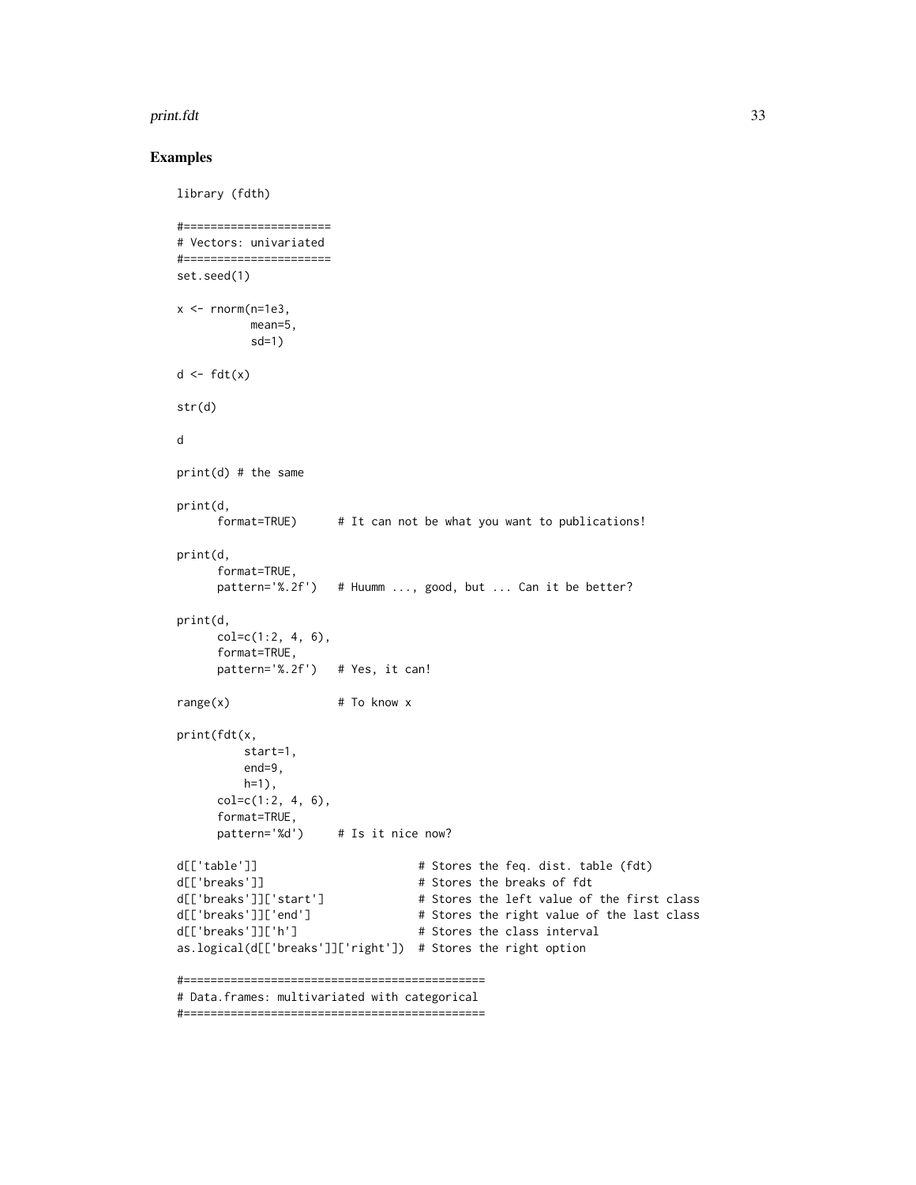## Examples

```
library (fdth)

#======================
# Vectors: univariated
#======================
set.seed(1)

x <- rnorm(n=1e3,
           mean=5,
           sd=1)

d <- fdt(x)

str(d)

d

print(d) # the same

print(d,
      format=TRUE)      # It can not be what you want to publications!

print(d,
      format=TRUE,
      pattern='%.2f')   # Huumm ..., good, but ... Can it be better?

print(d,
      col=c(1:2, 4, 6),
      format=TRUE,
      pattern='%.2f')   # Yes, it can!

range(x)                # To know x

print(fdt(x,
          start=1,
          end=9,
          h=1),
      col=c(1:2, 4, 6),
      format=TRUE,
      pattern='%d')     # Is it nice now?

d[['table']]                        # Stores the feq. dist. table (fdt)
d[['breaks']]                       # Stores the breaks of fdt
d[['breaks']]['start']              # Stores the left value of the first class
d[['breaks']]['end']                # Stores the right value of the last class
d[['breaks']]['h']                  # Stores the class interval
as.logical(d[['breaks']]['right'])  # Stores the right option

#=============================================
# Data.frames: multivariated with categorical
#=============================================
```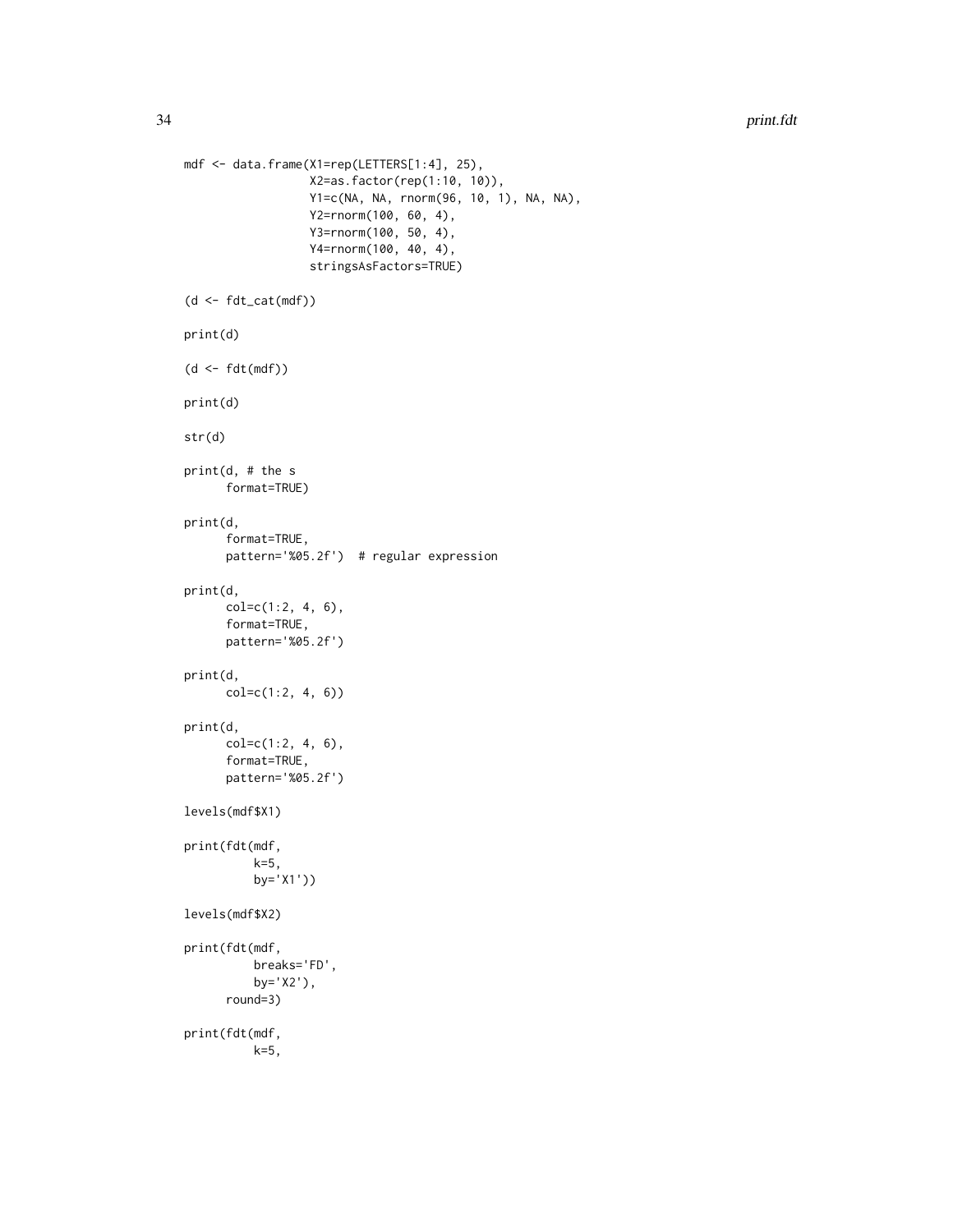```
mdf <- data.frame(X1=rep(LETTERS[1:4], 25),
                  X2=as.factor(rep(1:10, 10)),
                  Y1=c(NA, NA, rnorm(96, 10, 1), NA, NA),
                  Y2=rnorm(100, 60, 4),
                  Y3=rnorm(100, 50, 4),
                  Y4=rnorm(100, 40, 4),
                  stringsAsFactors=TRUE)

(d <- fdt_cat(mdf))

print(d)

(d <- fdt(mdf))

print(d)

str(d)

print(d, # the s
      format=TRUE)

print(d,
      format=TRUE,
      pattern='%05.2f')  # regular expression

print(d,
      col=c(1:2, 4, 6),
      format=TRUE,
      pattern='%05.2f')

print(d,
      col=c(1:2, 4, 6))

print(d,
      col=c(1:2, 4, 6),
      format=TRUE,
      pattern='%05.2f')

levels(mdf$X1)

print(fdt(mdf,
          k=5,
          by='X1'))

levels(mdf$X2)

print(fdt(mdf,
          breaks='FD',
          by='X2'),
      round=3)

print(fdt(mdf,
          k=5,
```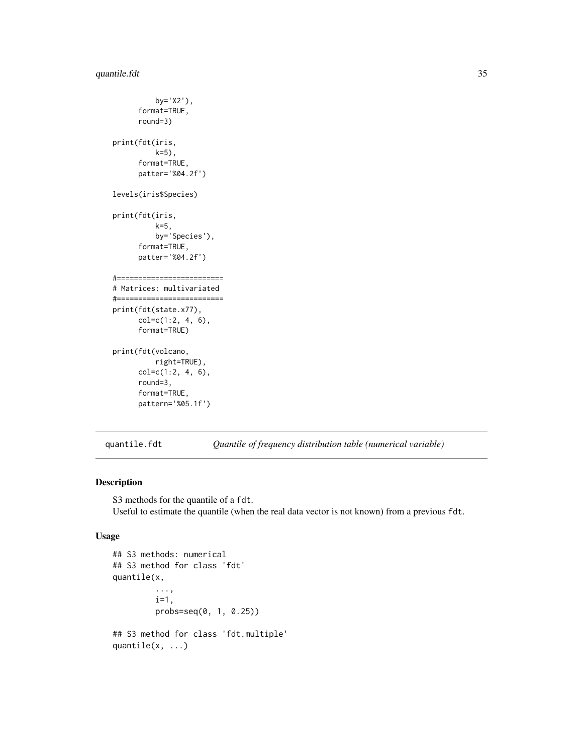```
          by='X2'),
      format=TRUE,
      round=3)

print(fdt(iris,
          k=5),
      format=TRUE,
      patter='%04.2f')

levels(iris$Species)

print(fdt(iris,
          k=5,
          by='Species'),
      format=TRUE,
      patter='%04.2f')

#=========================
# Matrices: multivariated
#=========================
print(fdt(state.x77),
      col=c(1:2, 4, 6),
      format=TRUE)

print(fdt(volcano,
          right=TRUE),
      col=c(1:2, 4, 6),
      round=3,
      format=TRUE,
      pattern='%05.1f')
```

---

`quantile.fdt` *Quantile of frequency distribution table (numerical variable)*

---

### Description

S3 methods for the quantile of a `fdt`.
Useful to estimate the quantile (when the real data vector is not known) from a previous `fdt`.

### Usage

```
## S3 methods: numerical
## S3 method for class 'fdt'
quantile(x,
         ...,
         i=1,
         probs=seq(0, 1, 0.25))

## S3 method for class 'fdt.multiple'
quantile(x, ...)
```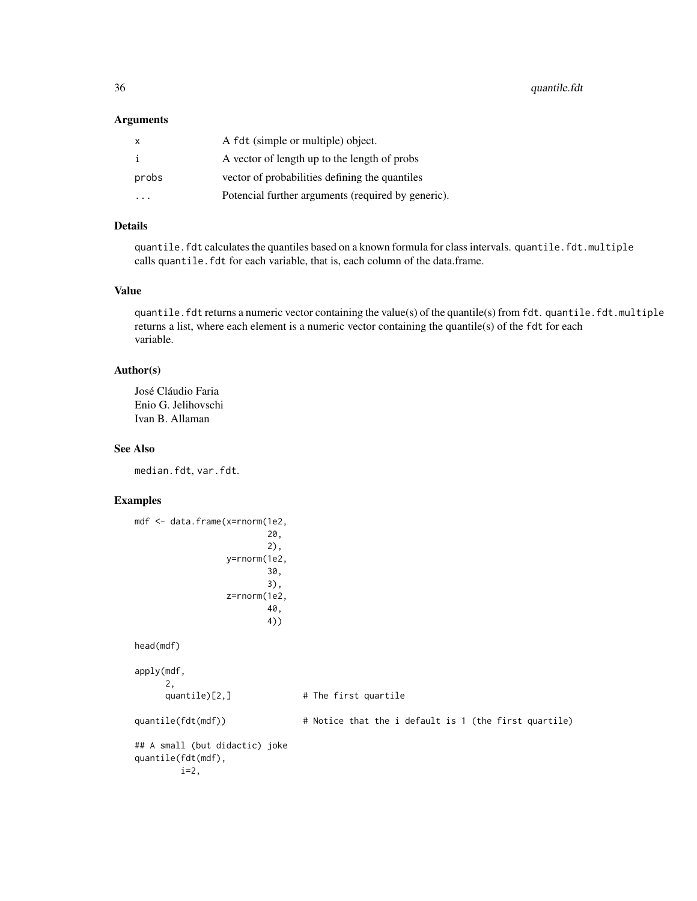### Arguments

| | |
|---|---|
| x | A fdt (simple or multiple) object. |
| i | A vector of length up to the length of probs |
| probs | vector of probabilities defining the quantiles |
| ... | Potencial further arguments (required by generic). |

### Details

quantile.fdt calculates the quantiles based on a known formula for class intervals. quantile.fdt.multiple calls quantile.fdt for each variable, that is, each column of the data.frame.

### Value

quantile.fdt returns a numeric vector containing the value(s) of the quantile(s) from fdt. quantile.fdt.multiple returns a list, where each element is a numeric vector containing the quantile(s) of the fdt for each variable.

### Author(s)

José Cláudio Faria
Enio G. Jelihovschi
Ivan B. Allaman

### See Also

median.fdt, var.fdt.

### Examples

```
mdf <- data.frame(x=rnorm(1e2,
                          20,
                          2),
                  y=rnorm(1e2,
                          30,
                          3),
                  z=rnorm(1e2,
                          40,
                          4))

head(mdf)

apply(mdf,
      2,
      quantile)[2,]              # The first quartile

quantile(fdt(mdf))               # Notice that the i default is 1 (the first quartile)

## A small (but didactic) joke
quantile(fdt(mdf),
         i=2,
```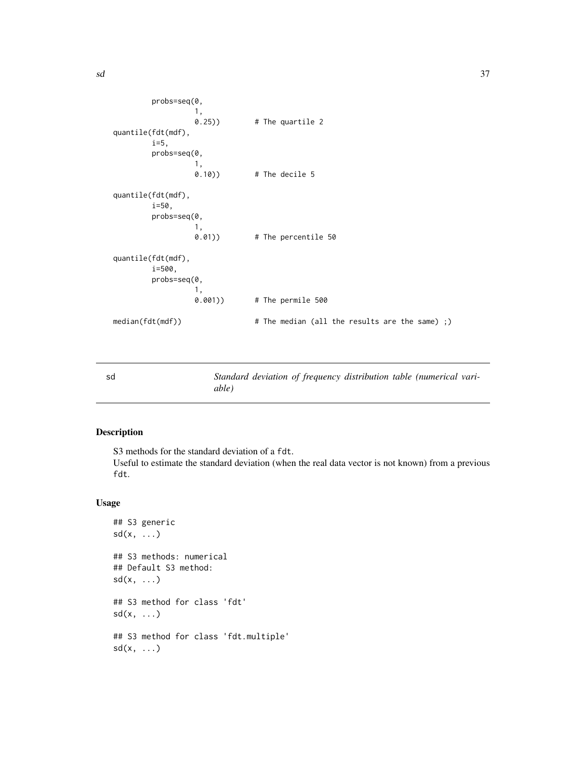```
         probs=seq(0,
                   1,
                   0.25))        # The quartile 2
quantile(fdt(mdf),
         i=5,
         probs=seq(0,
                   1,
                   0.10))        # The decile 5

quantile(fdt(mdf),
         i=50,
         probs=seq(0,
                   1,
                   0.01))        # The percentile 50

quantile(fdt(mdf),
         i=500,
         probs=seq(0,
                   1,
                   0.001))       # The permile 500

median(fdt(mdf))                 # The median (all the results are the same) ;)
```

---

sd — *Standard deviation of frequency distribution table (numerical variable)*

---

## Description

S3 methods for the standard deviation of a fdt.
Useful to estimate the standard deviation (when the real data vector is not known) from a previous fdt.

## Usage

```
## S3 generic
sd(x, ...)

## S3 methods: numerical
## Default S3 method:
sd(x, ...)

## S3 method for class 'fdt'
sd(x, ...)

## S3 method for class 'fdt.multiple'
sd(x, ...)
```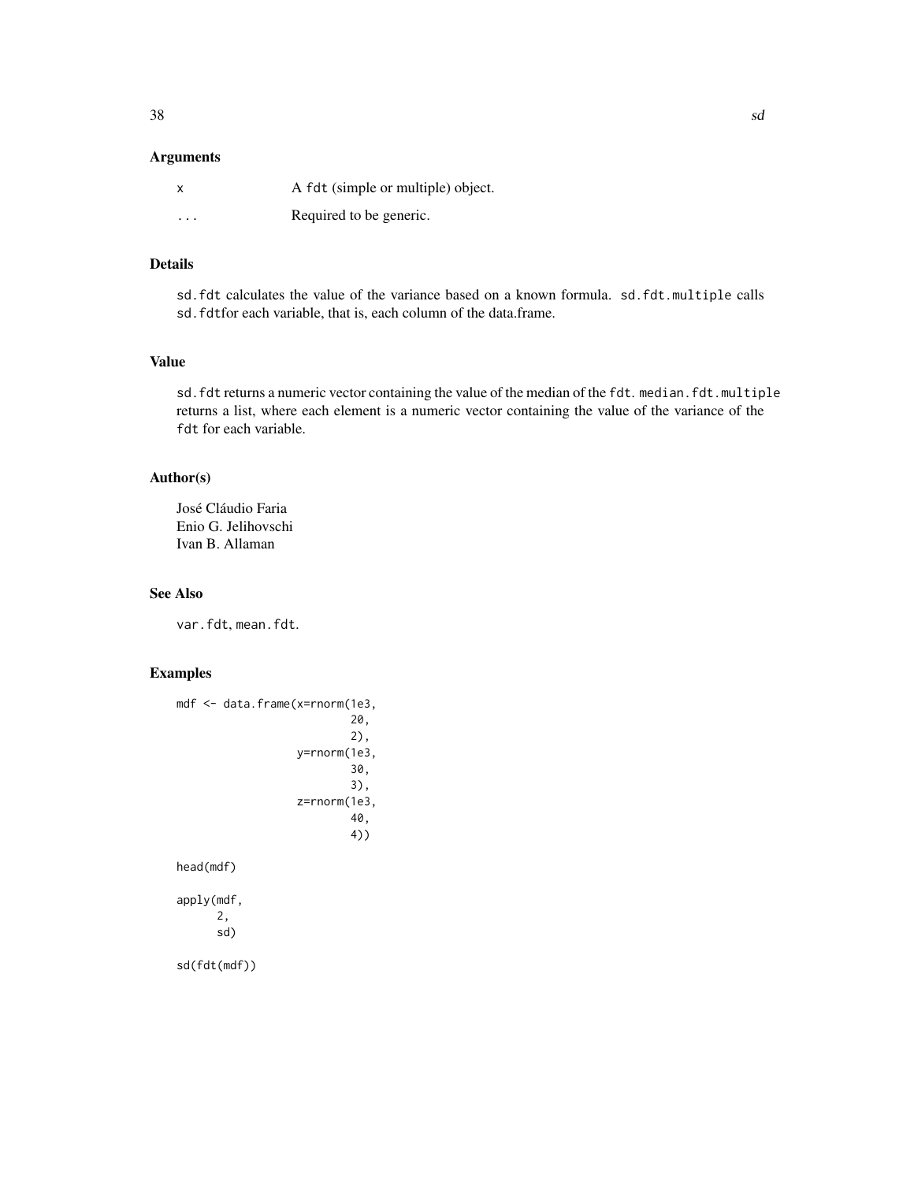## Arguments

| | |
|---|---|
| x | A fdt (simple or multiple) object. |
| ... | Required to be generic. |

## Details

`sd.fdt` calculates the value of the variance based on a known formula. `sd.fdt.multiple` calls `sd.fdt`for each variable, that is, each column of the data.frame.

## Value

`sd.fdt` returns a numeric vector containing the value of the median of the `fdt`. `median.fdt.multiple` returns a list, where each element is a numeric vector containing the value of the variance of the `fdt` for each variable.

## Author(s)

José Cláudio Faria
Enio G. Jelihovschi
Ivan B. Allaman

## See Also

`var.fdt`, `mean.fdt`.

## Examples

```
mdf <- data.frame(x=rnorm(1e3,
                          20,
                          2),
                  y=rnorm(1e3,
                          30,
                          3),
                  z=rnorm(1e3,
                          40,
                          4))

head(mdf)

apply(mdf,
      2,
      sd)

sd(fdt(mdf))
```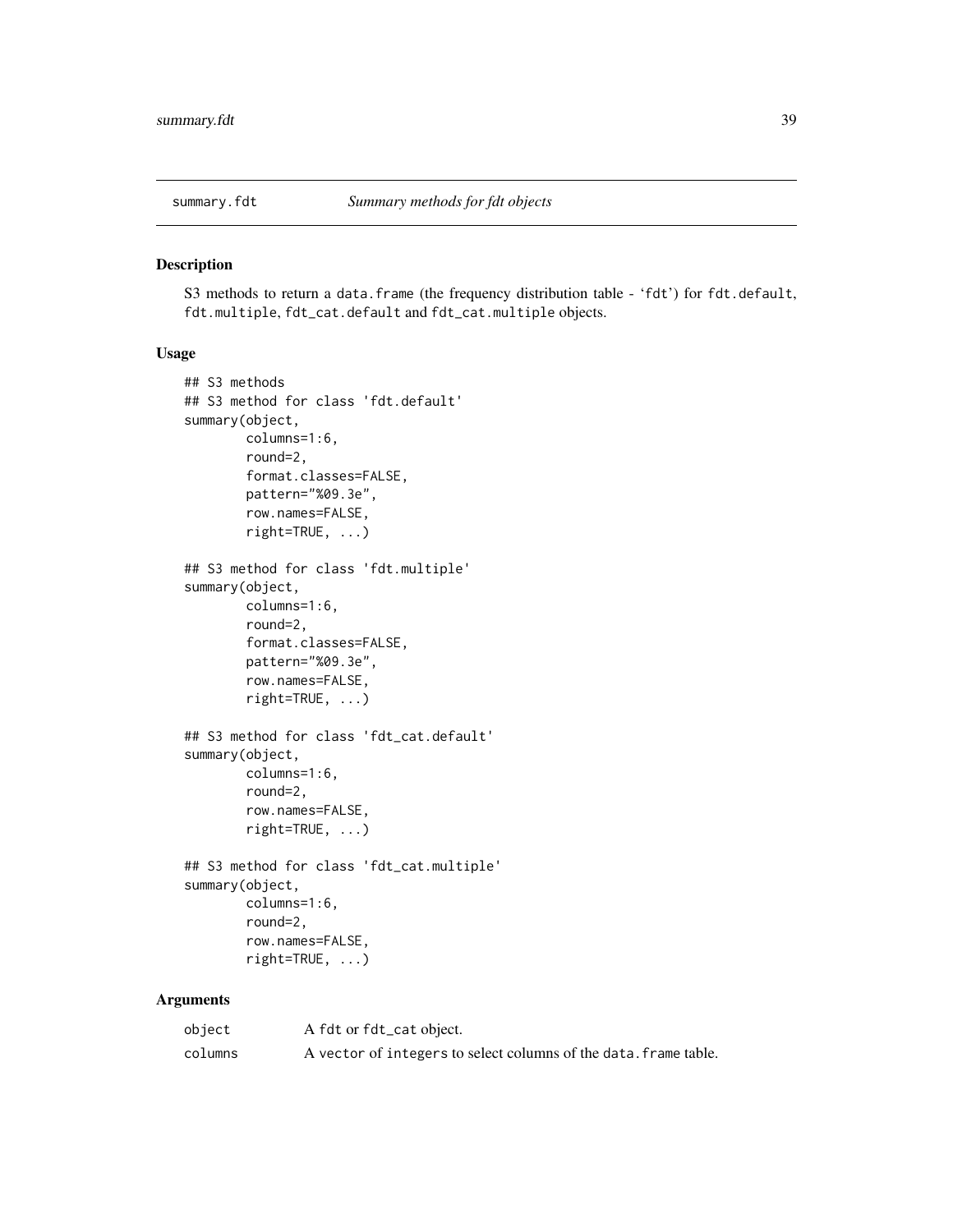summary.fdt — *Summary methods for fdt objects*

## Description

S3 methods to return a data.frame (the frequency distribution table - 'fdt') for fdt.default, fdt.multiple, fdt_cat.default and fdt_cat.multiple objects.

## Usage

```
## S3 methods
## S3 method for class 'fdt.default'
summary(object,
        columns=1:6,
        round=2,
        format.classes=FALSE,
        pattern="%09.3e",
        row.names=FALSE,
        right=TRUE, ...)

## S3 method for class 'fdt.multiple'
summary(object,
        columns=1:6,
        round=2,
        format.classes=FALSE,
        pattern="%09.3e",
        row.names=FALSE,
        right=TRUE, ...)

## S3 method for class 'fdt_cat.default'
summary(object,
        columns=1:6,
        round=2,
        row.names=FALSE,
        right=TRUE, ...)

## S3 method for class 'fdt_cat.multiple'
summary(object,
        columns=1:6,
        round=2,
        row.names=FALSE,
        right=TRUE, ...)
```

## Arguments

| | |
|---|---|
| object | A fdt or fdt_cat object. |
| columns | A vector of integers to select columns of the data.frame table. |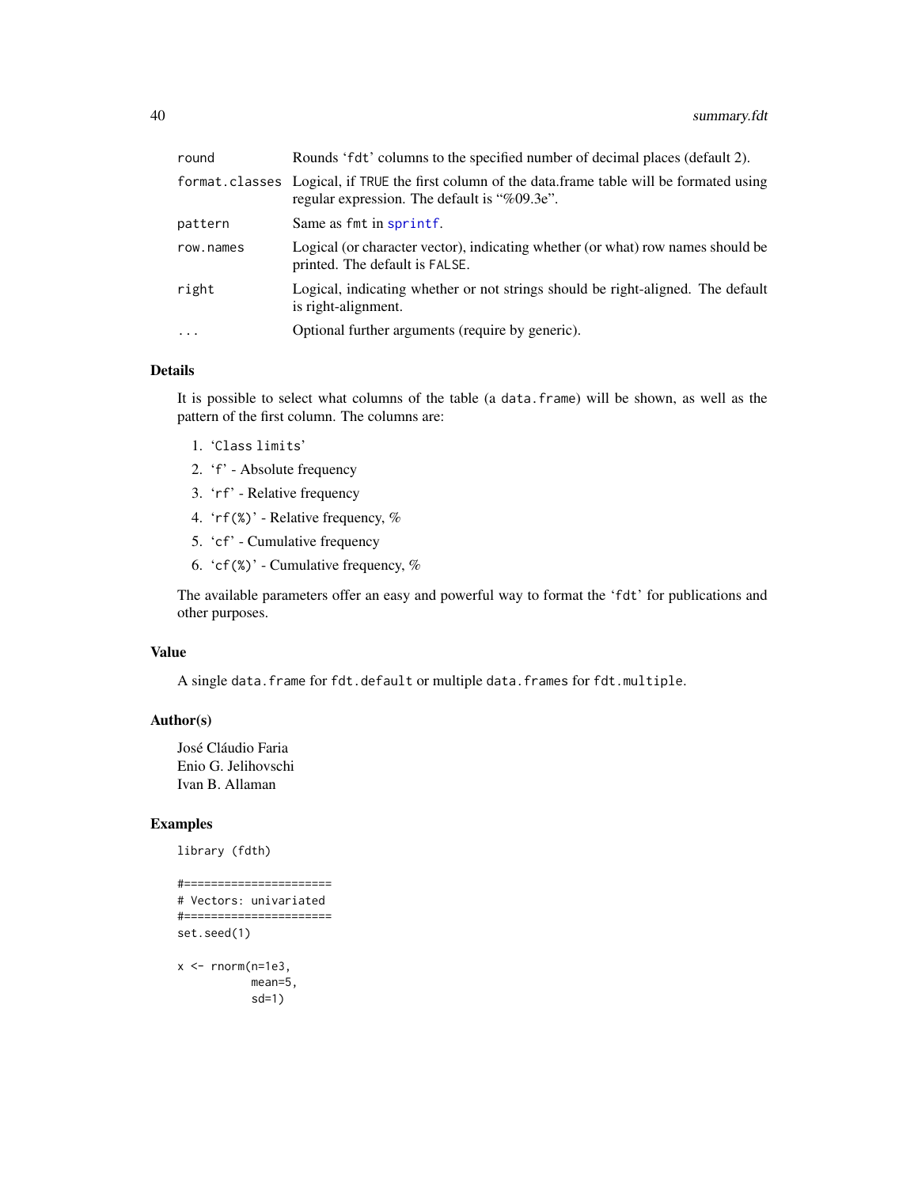| | |
|---|---|
| round | Rounds 'fdt' columns to the specified number of decimal places (default 2). |
| format.classes | Logical, if TRUE the first column of the data.frame table will be formated using regular expression. The default is "%09.3e". |
| pattern | Same as fmt in sprintf. |
| row.names | Logical (or character vector), indicating whether (or what) row names should be printed. The default is FALSE. |
| right | Logical, indicating whether or not strings should be right-aligned. The default is right-alignment. |
| ... | Optional further arguments (require by generic). |

## Details

It is possible to select what columns of the table (a data.frame) will be shown, as well as the pattern of the first column. The columns are:

1. 'Class limits'
2. 'f' - Absolute frequency
3. 'rf' - Relative frequency
4. 'rf(%)' - Relative frequency, %
5. 'cf' - Cumulative frequency
6. 'cf(%)' - Cumulative frequency, %

The available parameters offer an easy and powerful way to format the 'fdt' for publications and other purposes.

## Value

A single data.frame for fdt.default or multiple data.frames for fdt.multiple.

## Author(s)

José Cláudio Faria
Enio G. Jelihovschi
Ivan B. Allaman

## Examples

```
library (fdth)

#======================
# Vectors: univariated
#======================
set.seed(1)

x <- rnorm(n=1e3,
           mean=5,
           sd=1)
```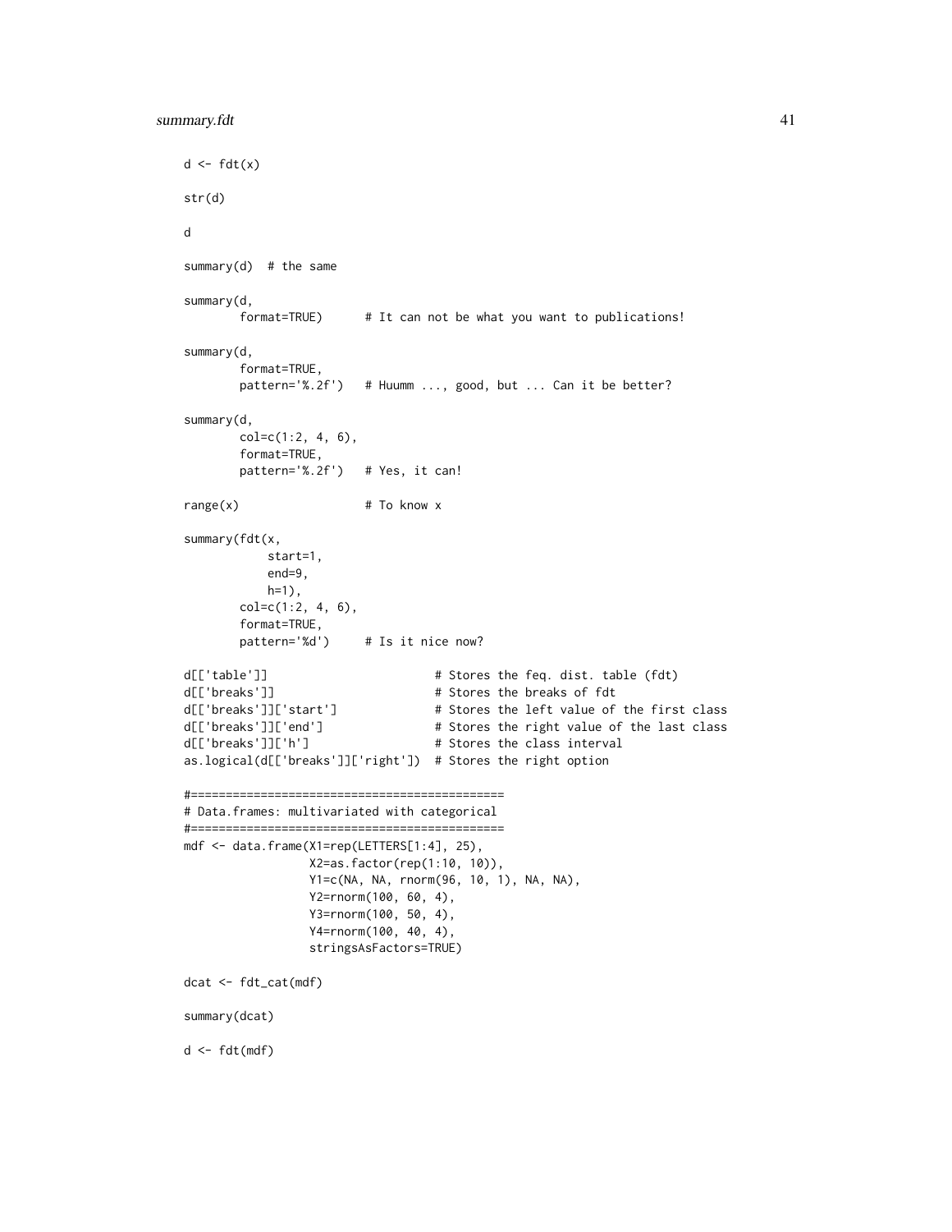```
d <- fdt(x)

str(d)

d

summary(d)  # the same

summary(d,
        format=TRUE)      # It can not be what you want to publications!

summary(d,
        format=TRUE,
        pattern='%.2f')   # Huumm ..., good, but ... Can it be better?

summary(d,
        col=c(1:2, 4, 6),
        format=TRUE,
        pattern='%.2f')   # Yes, it can!

range(x)                  # To know x

summary(fdt(x,
            start=1,
            end=9,
            h=1),
        col=c(1:2, 4, 6),
        format=TRUE,
        pattern='%d')     # Is it nice now?

d[['table']]                        # Stores the feq. dist. table (fdt)
d[['breaks']]                       # Stores the breaks of fdt
d[['breaks']]['start']              # Stores the left value of the first class
d[['breaks']]['end']                # Stores the right value of the last class
d[['breaks']]['h']                  # Stores the class interval
as.logical(d[['breaks']]['right'])  # Stores the right option

#=============================================
# Data.frames: multivariated with categorical
#=============================================
mdf <- data.frame(X1=rep(LETTERS[1:4], 25),
                  X2=as.factor(rep(1:10, 10)),
                  Y1=c(NA, NA, rnorm(96, 10, 1), NA, NA),
                  Y2=rnorm(100, 60, 4),
                  Y3=rnorm(100, 50, 4),
                  Y4=rnorm(100, 40, 4),
                  stringsAsFactors=TRUE)

dcat <- fdt_cat(mdf)

summary(dcat)

d <- fdt(mdf)
```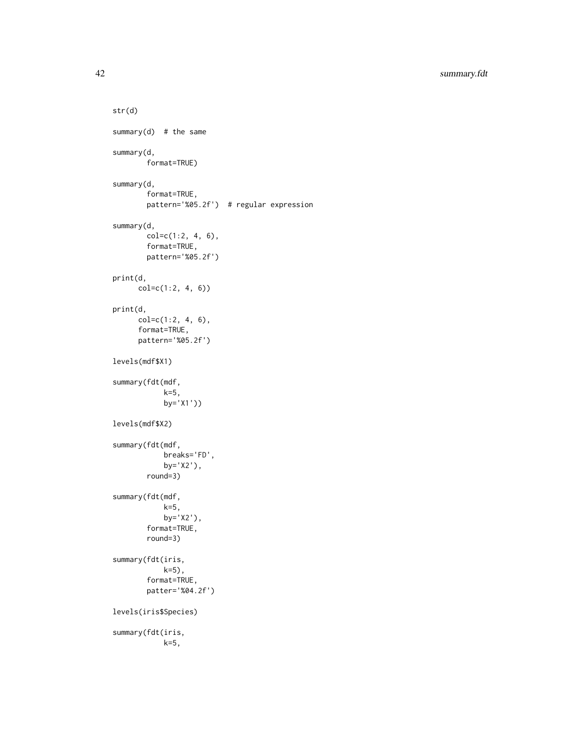```
str(d)

summary(d)  # the same

summary(d,
        format=TRUE)

summary(d,
        format=TRUE,
        pattern='%05.2f')  # regular expression

summary(d,
        col=c(1:2, 4, 6),
        format=TRUE,
        pattern='%05.2f')

print(d,
      col=c(1:2, 4, 6))

print(d,
      col=c(1:2, 4, 6),
      format=TRUE,
      pattern='%05.2f')

levels(mdf$X1)

summary(fdt(mdf,
            k=5,
            by='X1'))

levels(mdf$X2)

summary(fdt(mdf,
            breaks='FD',
            by='X2'),
        round=3)

summary(fdt(mdf,
            k=5,
            by='X2'),
        format=TRUE,
        round=3)

summary(fdt(iris,
            k=5),
        format=TRUE,
        patter='%04.2f')

levels(iris$Species)

summary(fdt(iris,
            k=5,
```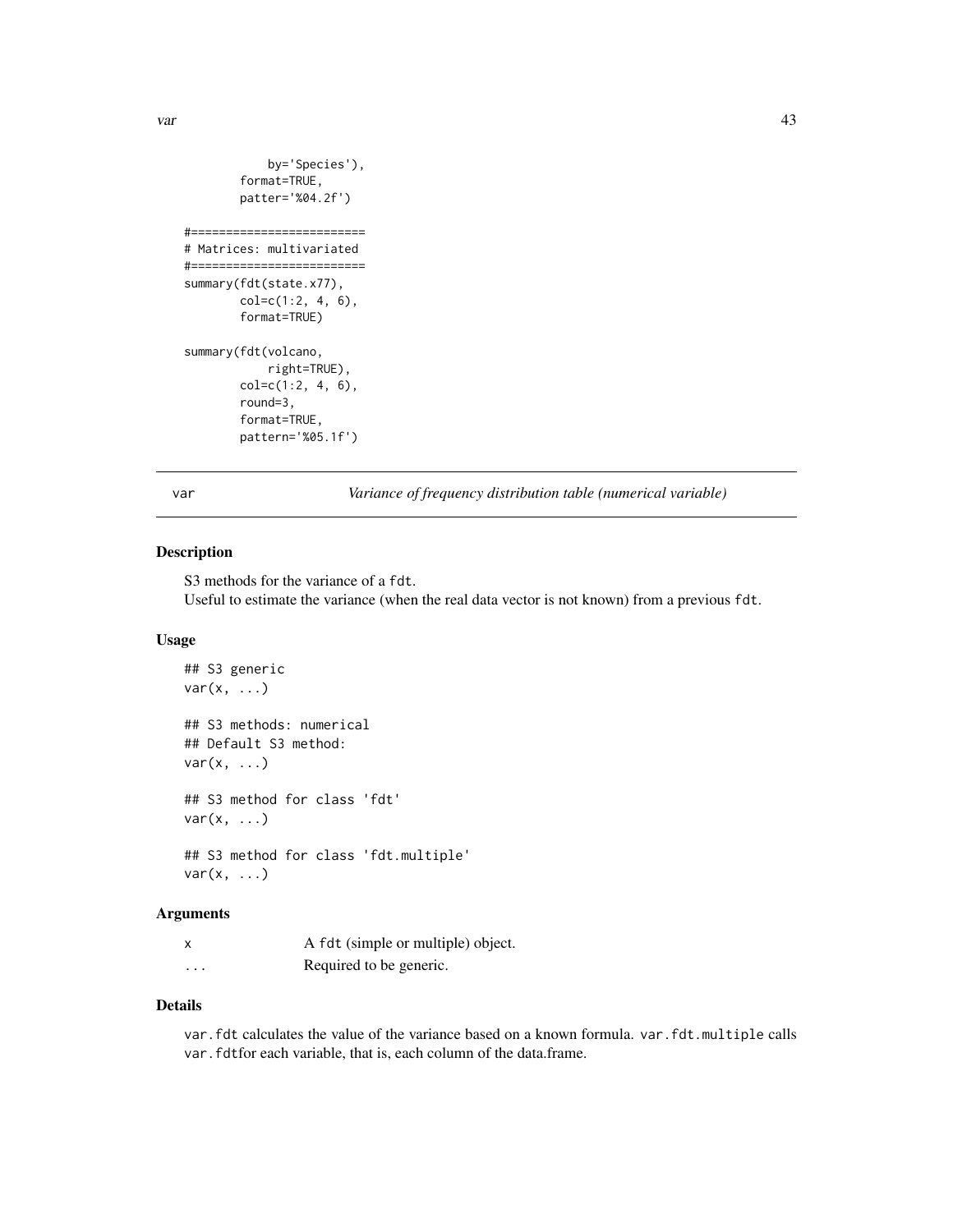```
            by='Species'),
        format=TRUE,
        patter='%04.2f')

#=========================
# Matrices: multivariated
#=========================
summary(fdt(state.x77),
        col=c(1:2, 4, 6),
        format=TRUE)

summary(fdt(volcano,
            right=TRUE),
        col=c(1:2, 4, 6),
        round=3,
        format=TRUE,
        pattern='%05.1f')
```

## var — *Variance of frequency distribution table (numerical variable)*

### Description

S3 methods for the variance of a `fdt`.
Useful to estimate the variance (when the real data vector is not known) from a previous `fdt`.

### Usage

```
## S3 generic
var(x, ...)

## S3 methods: numerical
## Default S3 method:
var(x, ...)

## S3 method for class 'fdt'
var(x, ...)

## S3 method for class 'fdt.multiple'
var(x, ...)
```

### Arguments

| | |
|---|---|
| `x` | A `fdt` (simple or multiple) object. |
| `...` | Required to be generic. |

### Details

`var.fdt` calculates the value of the variance based on a known formula. `var.fdt.multiple` calls `var.fdt`for each variable, that is, each column of the data.frame.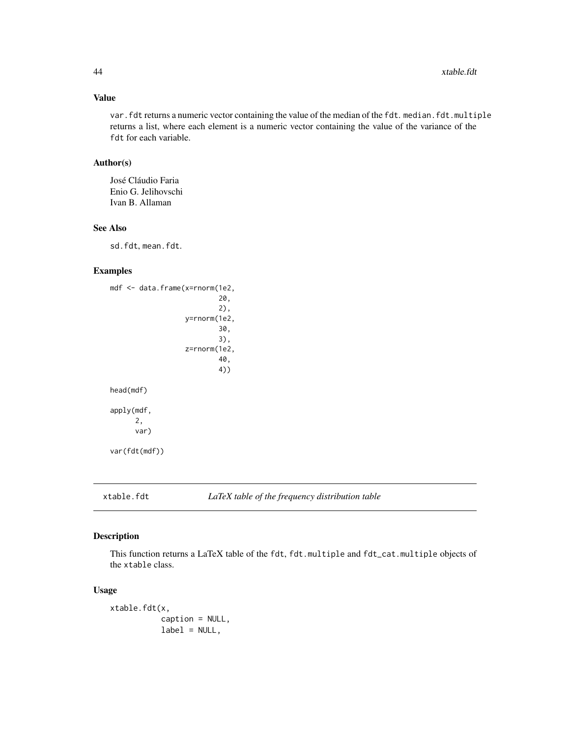### Value

var.fdt returns a numeric vector containing the value of the median of the fdt. median.fdt.multiple returns a list, where each element is a numeric vector containing the value of the variance of the fdt for each variable.

### Author(s)

José Cláudio Faria  
Enio G. Jelihovschi  
Ivan B. Allaman

### See Also

sd.fdt, mean.fdt.

### Examples

```
mdf <- data.frame(x=rnorm(1e2,
                          20,
                          2),
                  y=rnorm(1e2,
                          30,
                          3),
                  z=rnorm(1e2,
                          40,
                          4))

head(mdf)

apply(mdf,
      2,
      var)

var(fdt(mdf))
```

## xtable.fdt — *LaTeX table of the frequency distribution table*

### Description

This function returns a LaTeX table of the fdt, fdt.multiple and fdt_cat.multiple objects of the xtable class.

### Usage

```
xtable.fdt(x,
           caption = NULL,
           label = NULL,
```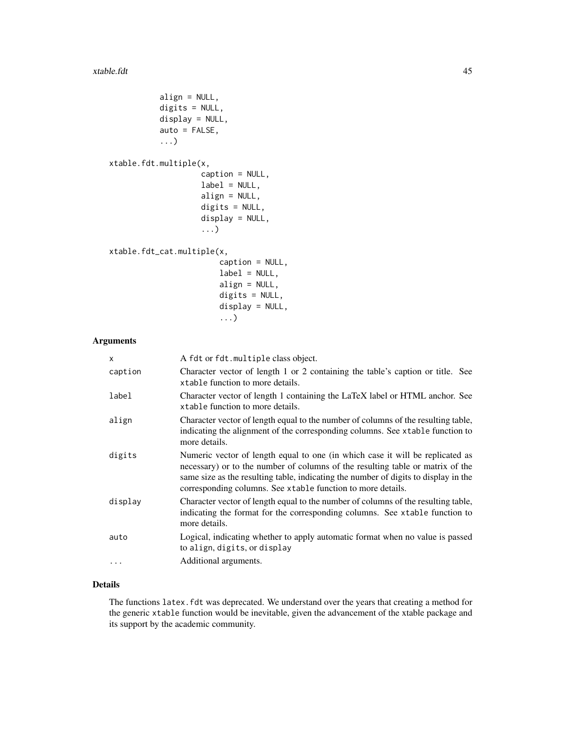```
            align = NULL,
            digits = NULL,
            display = NULL,
            auto = FALSE,
            ...)

xtable.fdt.multiple(x,
                    caption = NULL,
                    label = NULL,
                    align = NULL,
                    digits = NULL,
                    display = NULL,
                    ...)

xtable.fdt_cat.multiple(x,
                        caption = NULL,
                        label = NULL,
                        align = NULL,
                        digits = NULL,
                        display = NULL,
                        ...)
```

## Arguments

| | |
|---|---|
| `x` | A `fdt` or `fdt.multiple` class object. |
| `caption` | Character vector of length 1 or 2 containing the table's caption or title. See `xtable` function to more details. |
| `label` | Character vector of length 1 containing the LaTeX label or HTML anchor. See `xtable` function to more details. |
| `align` | Character vector of length equal to the number of columns of the resulting table, indicating the alignment of the corresponding columns. See `xtable` function to more details. |
| `digits` | Numeric vector of length equal to one (in which case it will be replicated as necessary) or to the number of columns of the resulting table or matrix of the same size as the resulting table, indicating the number of digits to display in the corresponding columns. See `xtable` function to more details. |
| `display` | Character vector of length equal to the number of columns of the resulting table, indicating the format for the corresponding columns. See `xtable` function to more details. |
| `auto` | Logical, indicating whether to apply automatic format when no value is passed to `align`, `digits`, or `display` |
| `...` | Additional arguments. |

## Details

The functions `latex.fdt` was deprecated. We understand over the years that creating a method for the generic `xtable` function would be inevitable, given the advancement of the xtable package and its support by the academic community.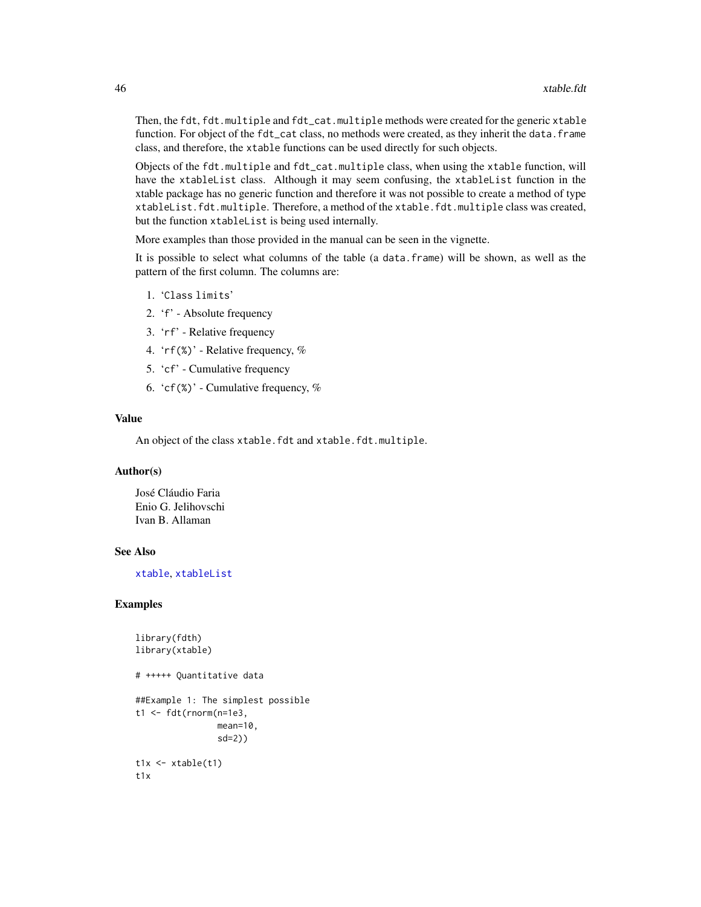Then, the fdt, fdt.multiple and fdt_cat.multiple methods were created for the generic xtable function. For object of the fdt_cat class, no methods were created, as they inherit the data.frame class, and therefore, the xtable functions can be used directly for such objects.

Objects of the fdt.multiple and fdt_cat.multiple class, when using the xtable function, will have the xtableList class. Although it may seem confusing, the xtableList function in the xtable package has no generic function and therefore it was not possible to create a method of type xtableList.fdt.multiple. Therefore, a method of the xtable.fdt.multiple class was created, but the function xtableList is being used internally.

More examples than those provided in the manual can be seen in the vignette.

It is possible to select what columns of the table (a data.frame) will be shown, as well as the pattern of the first column. The columns are:

1. 'Class limits'
2. 'f' - Absolute frequency
3. 'rf' - Relative frequency
4. 'rf(%)' - Relative frequency, %
5. 'cf' - Cumulative frequency
6. 'cf(%)' - Cumulative frequency, %

### Value

An object of the class xtable.fdt and xtable.fdt.multiple.

### Author(s)

José Cláudio Faria
Enio G. Jelihovschi
Ivan B. Allaman

### See Also

xtable, xtableList

### Examples

```
library(fdth)
library(xtable)

# +++++ Quantitative data

##Example 1: The simplest possible
t1 <- fdt(rnorm(n=1e3,
                mean=10,
                sd=2))

t1x <- xtable(t1)
t1x
```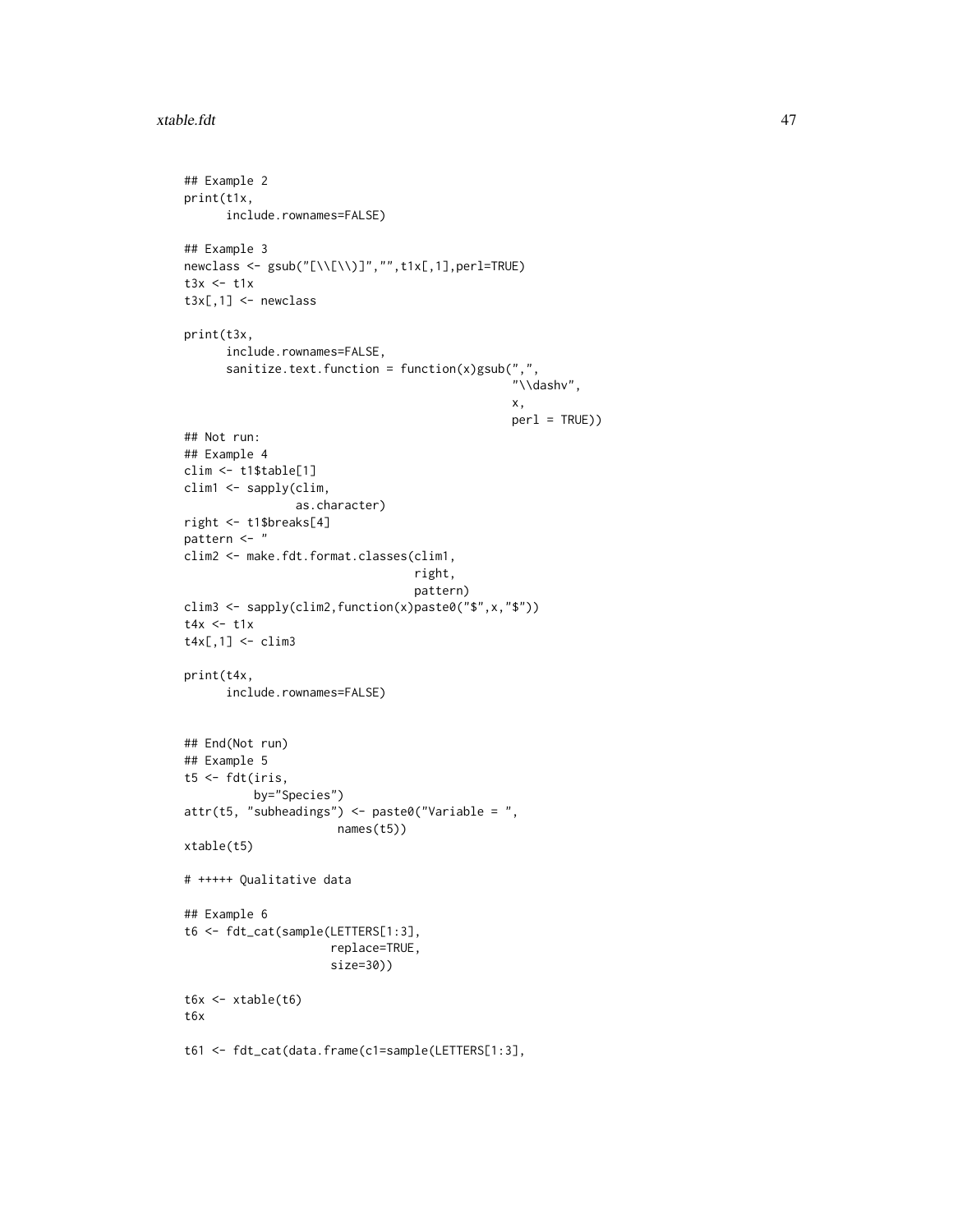```
## Example 2
print(t1x,
      include.rownames=FALSE)

## Example 3
newclass <- gsub("[\\[\\)]","",t1x[,1],perl=TRUE)
t3x <- t1x
t3x[,1] <- newclass

print(t3x,
      include.rownames=FALSE,
      sanitize.text.function = function(x)gsub(",",
                                                "\\dashv",
                                                x,
                                                perl = TRUE))
## Not run:
## Example 4
clim <- t1$table[1]
clim1 <- sapply(clim,
                as.character)
right <- t1$breaks[4]
pattern <- "
clim2 <- make.fdt.format.classes(clim1,
                                 right,
                                 pattern)
clim3 <- sapply(clim2,function(x)paste0("$",x,"$"))
t4x <- t1x
t4x[,1] <- clim3

print(t4x,
      include.rownames=FALSE)


## End(Not run)
## Example 5
t5 <- fdt(iris,
          by="Species")
attr(t5, "subheadings") <- paste0("Variable = ",
                    names(t5))
xtable(t5)

# +++++ Qualitative data

## Example 6
t6 <- fdt_cat(sample(LETTERS[1:3],
                     replace=TRUE,
                     size=30))

t6x <- xtable(t6)
t6x

t61 <- fdt_cat(data.frame(c1=sample(LETTERS[1:3],
```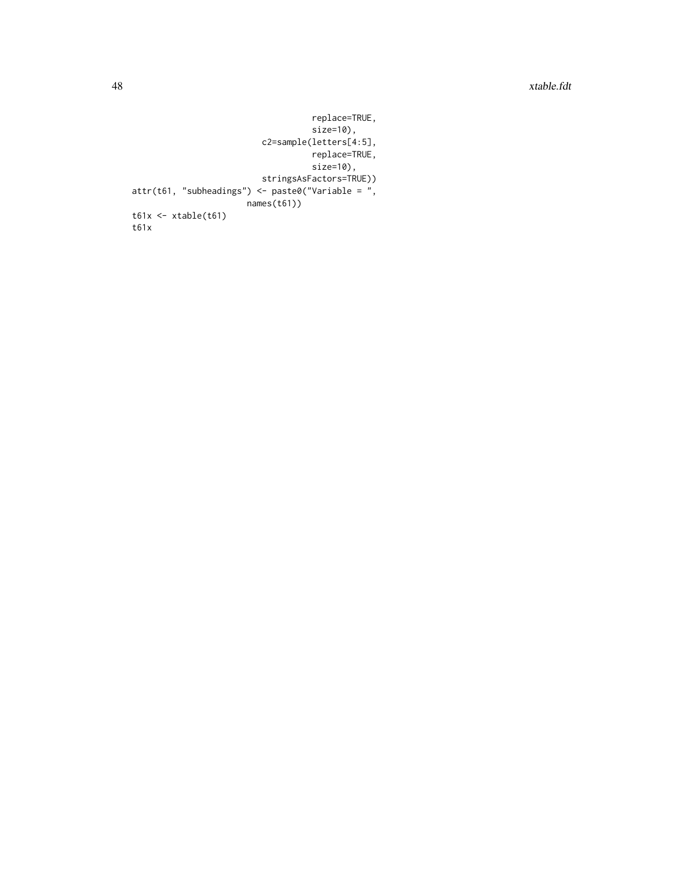```
                                          replace=TRUE,
                                          size=10),
                                 c2=sample(letters[4:5],
                                          replace=TRUE,
                                          size=10),
                                 stringsAsFactors=TRUE))
attr(t61, "subheadings") <- paste0("Variable = ",
                          names(t61))
t61x <- xtable(t61)
t61x
```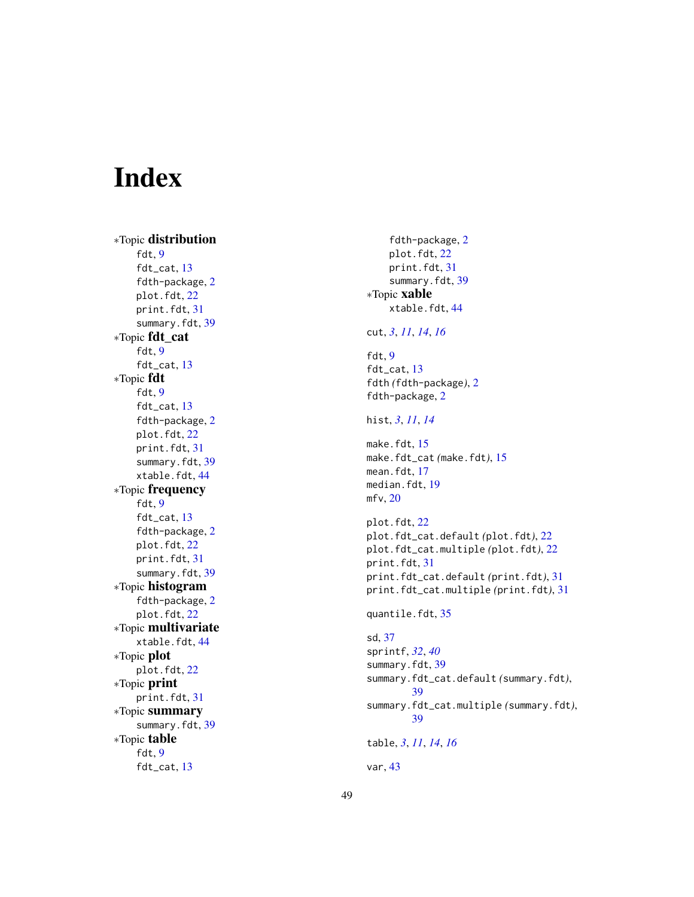# Index

*Topic **distribution**
- fdt, 9
- fdt_cat, 13
- fdth-package, 2
- plot.fdt, 22
- print.fdt, 31
- summary.fdt, 39

*Topic **fdt_cat**
- fdt, 9
- fdt_cat, 13

*Topic **fdt**
- fdt, 9
- fdt_cat, 13
- fdth-package, 2
- plot.fdt, 22
- print.fdt, 31
- summary.fdt, 39
- xtable.fdt, 44

*Topic **frequency**
- fdt, 9
- fdt_cat, 13
- fdth-package, 2
- plot.fdt, 22
- print.fdt, 31
- summary.fdt, 39

*Topic **histogram**
- fdth-package, 2
- plot.fdt, 22

*Topic **multivariate**
- xtable.fdt, 44

*Topic **plot**
- plot.fdt, 22

*Topic **print**
- print.fdt, 31

*Topic **summary**
- summary.fdt, 39

*Topic **table**
- fdt, 9
- fdt_cat, 13
- fdth-package, 2
- plot.fdt, 22
- print.fdt, 31
- summary.fdt, 39

*Topic **xable**
- xtable.fdt, 44

cut, *3*, *11*, *14*, *16*

fdt, 9
fdt_cat, 13
fdth *(*fdth-package*)*, 2
fdth-package, 2

hist, *3*, *11*, *14*

make.fdt, 15
make.fdt_cat *(*make.fdt*)*, 15
mean.fdt, 17
median.fdt, 19
mfv, 20

plot.fdt, 22
plot.fdt_cat.default *(*plot.fdt*)*, 22
plot.fdt_cat.multiple *(*plot.fdt*)*, 22
print.fdt, 31
print.fdt_cat.default *(*print.fdt*)*, 31
print.fdt_cat.multiple *(*print.fdt*)*, 31

quantile.fdt, 35

sd, 37
sprintf, *32*, *40*
summary.fdt, 39
summary.fdt_cat.default *(*summary.fdt*)*, 39
summary.fdt_cat.multiple *(*summary.fdt*)*, 39

table, *3*, *11*, *14*, *16*

var, 43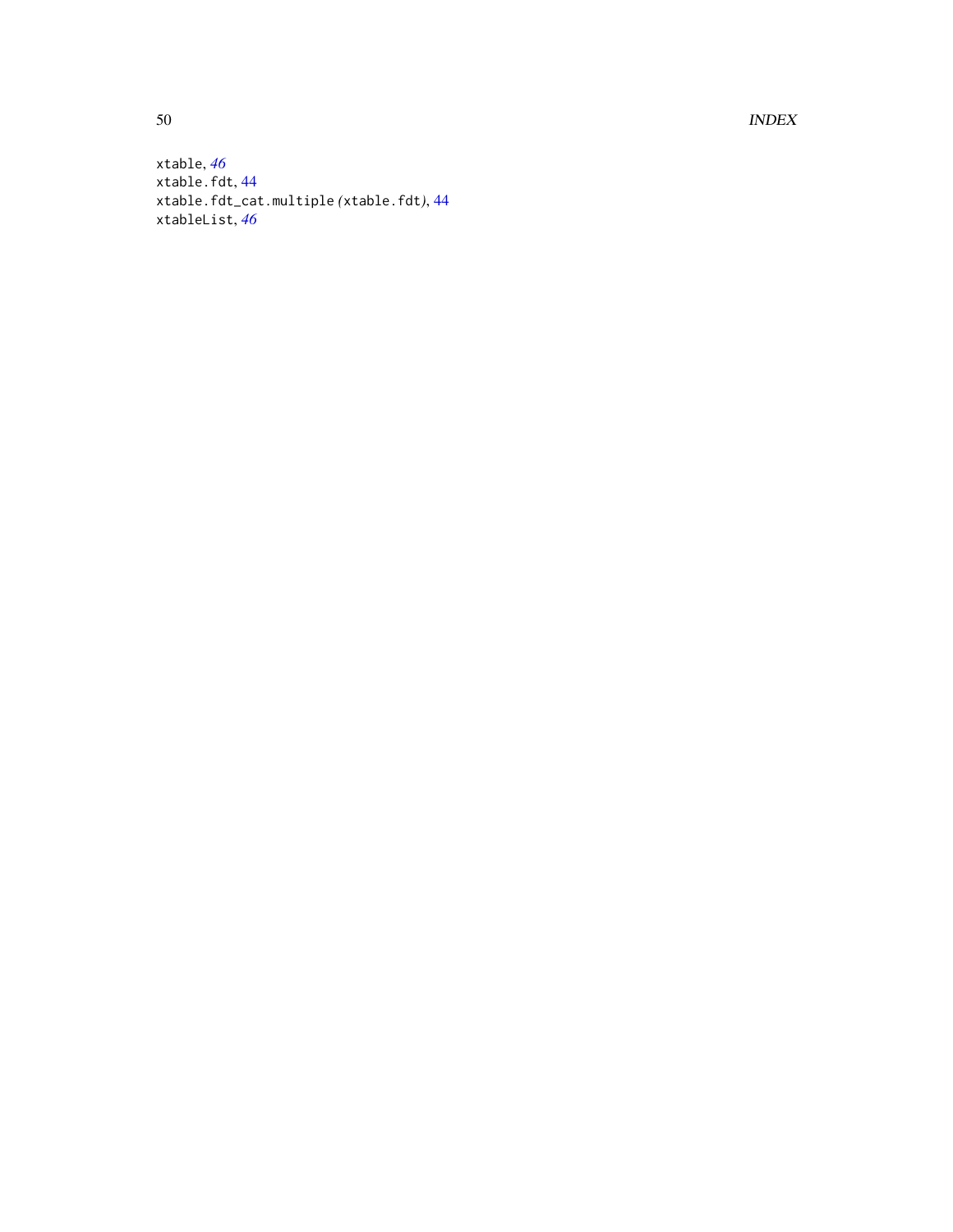xtable, *46*
xtable.fdt, 44
xtable.fdt_cat.multiple *(*xtable.fdt*)*, 44
xtableList, *46*